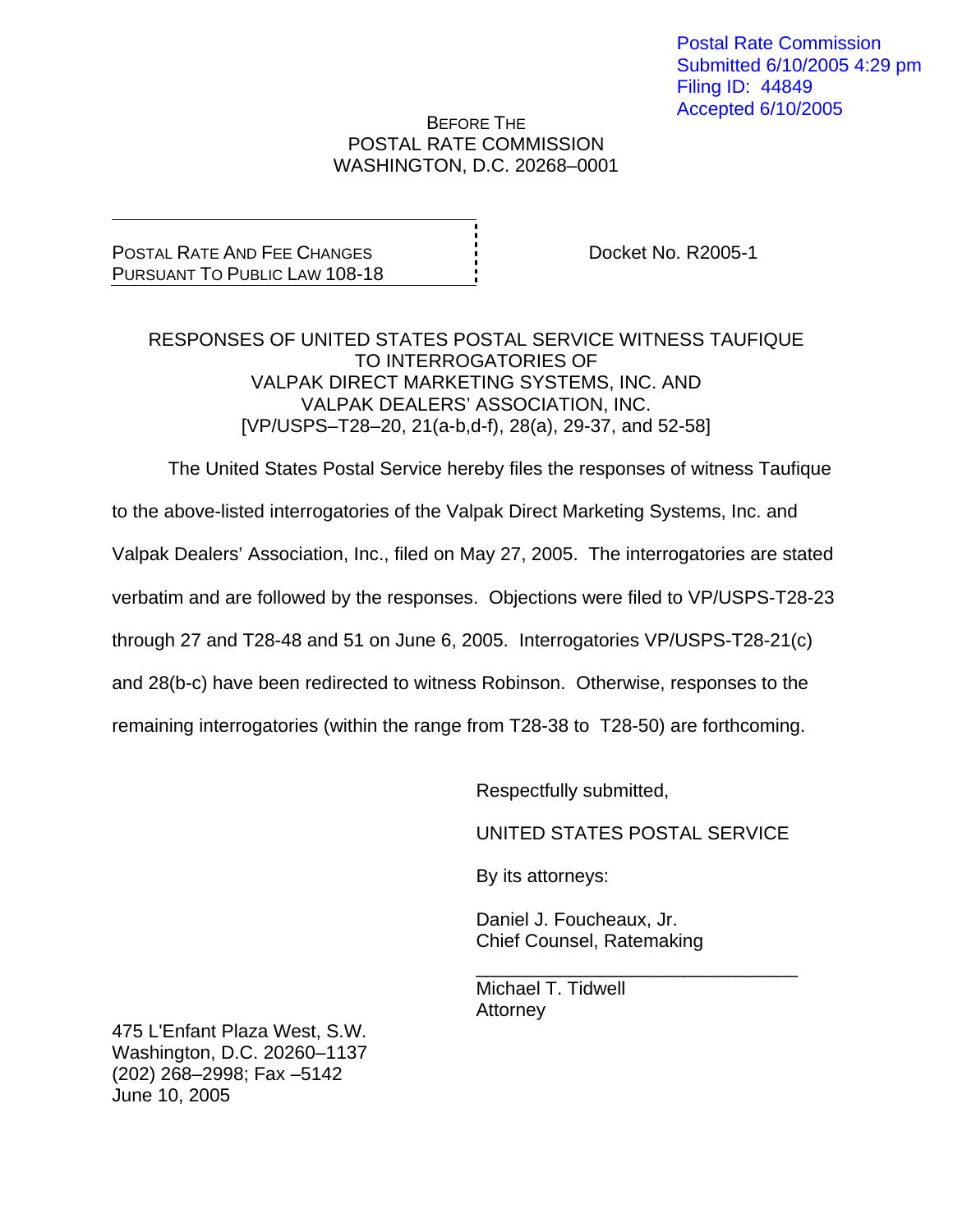Postal Rate Commission
Submitted 6/10/2005 4:29 pm
Filing ID: 44849
Accepted 6/10/2005

BEFORE THE
POSTAL RATE COMMISSION
WASHINGTON, D.C. 20268–0001

POSTAL RATE AND FEE CHANGES
PURSUANT TO PUBLIC LAW 108-18

Docket No. R2005-1

RESPONSES OF UNITED STATES POSTAL SERVICE WITNESS TAUFIQUE
TO INTERROGATORIES OF
VALPAK DIRECT MARKETING SYSTEMS, INC. AND
VALPAK DEALERS' ASSOCIATION, INC.
[VP/USPS–T28–20, 21(a-b,d-f), 28(a), 29-37, and 52-58]

The United States Postal Service hereby files the responses of witness Taufique to the above-listed interrogatories of the Valpak Direct Marketing Systems, Inc. and Valpak Dealers' Association, Inc., filed on May 27, 2005. The interrogatories are stated verbatim and are followed by the responses. Objections were filed to VP/USPS-T28-23 through 27 and T28-48 and 51 on June 6, 2005. Interrogatories VP/USPS-T28-21(c) and 28(b-c) have been redirected to witness Robinson. Otherwise, responses to the remaining interrogatories (within the range from T28-38 to T28-50) are forthcoming.

Respectfully submitted,

UNITED STATES POSTAL SERVICE

By its attorneys:

Daniel J. Foucheaux, Jr.
Chief Counsel, Ratemaking

\_\_\_\_\_\_\_\_\_\_\_\_\_\_\_\_\_\_\_\_\_\_\_\_\_\_\_\_\_\_\_\_
Michael T. Tidwell
Attorney

475 L'Enfant Plaza West, S.W.
Washington, D.C. 20260–1137
(202) 268–2998; Fax –5142
June 10, 2005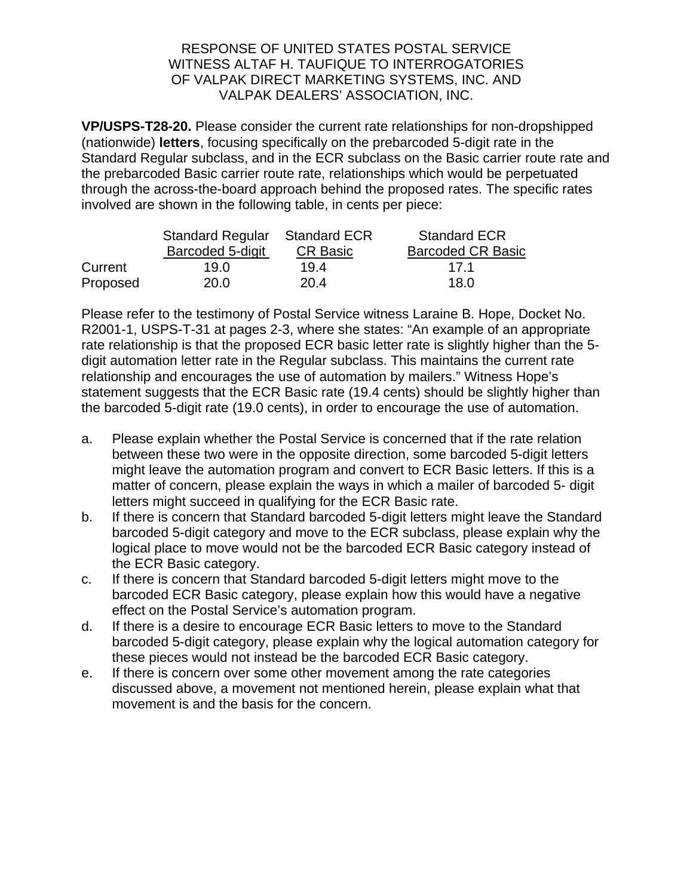RESPONSE OF UNITED STATES POSTAL SERVICE
WITNESS ALTAF H. TAUFIQUE TO INTERROGATORIES
OF VALPAK DIRECT MARKETING SYSTEMS, INC. AND
VALPAK DEALERS' ASSOCIATION, INC.

**VP/USPS-T28-20.** Please consider the current rate relationships for non-dropshipped (nationwide) **letters**, focusing specifically on the prebarcoded 5-digit rate in the Standard Regular subclass, and in the ECR subclass on the Basic carrier route rate and the prebarcoded Basic carrier route rate, relationships which would be perpetuated through the across-the-board approach behind the proposed rates. The specific rates involved are shown in the following table, in cents per piece:

| | Standard Regular Barcoded 5-digit | Standard ECR CR Basic | Standard ECR Barcoded CR Basic |
|---|---|---|---|
| Current | 19.0 | 19.4 | 17.1 |
| Proposed | 20.0 | 20.4 | 18.0 |

Please refer to the testimony of Postal Service witness Laraine B. Hope, Docket No. R2001-1, USPS-T-31 at pages 2-3, where she states: "An example of an appropriate rate relationship is that the proposed ECR basic letter rate is slightly higher than the 5-digit automation letter rate in the Regular subclass. This maintains the current rate relationship and encourages the use of automation by mailers." Witness Hope's statement suggests that the ECR Basic rate (19.4 cents) should be slightly higher than the barcoded 5-digit rate (19.0 cents), in order to encourage the use of automation.

a. Please explain whether the Postal Service is concerned that if the rate relation between these two were in the opposite direction, some barcoded 5-digit letters might leave the automation program and convert to ECR Basic letters. If this is a matter of concern, please explain the ways in which a mailer of barcoded 5- digit letters might succeed in qualifying for the ECR Basic rate.
b. If there is concern that Standard barcoded 5-digit letters might leave the Standard barcoded 5-digit category and move to the ECR subclass, please explain why the logical place to move would not be the barcoded ECR Basic category instead of the ECR Basic category.
c. If there is concern that Standard barcoded 5-digit letters might move to the barcoded ECR Basic category, please explain how this would have a negative effect on the Postal Service's automation program.
d. If there is a desire to encourage ECR Basic letters to move to the Standard barcoded 5-digit category, please explain why the logical automation category for these pieces would not instead be the barcoded ECR Basic category.
e. If there is concern over some other movement among the rate categories discussed above, a movement not mentioned herein, please explain what that movement is and the basis for the concern.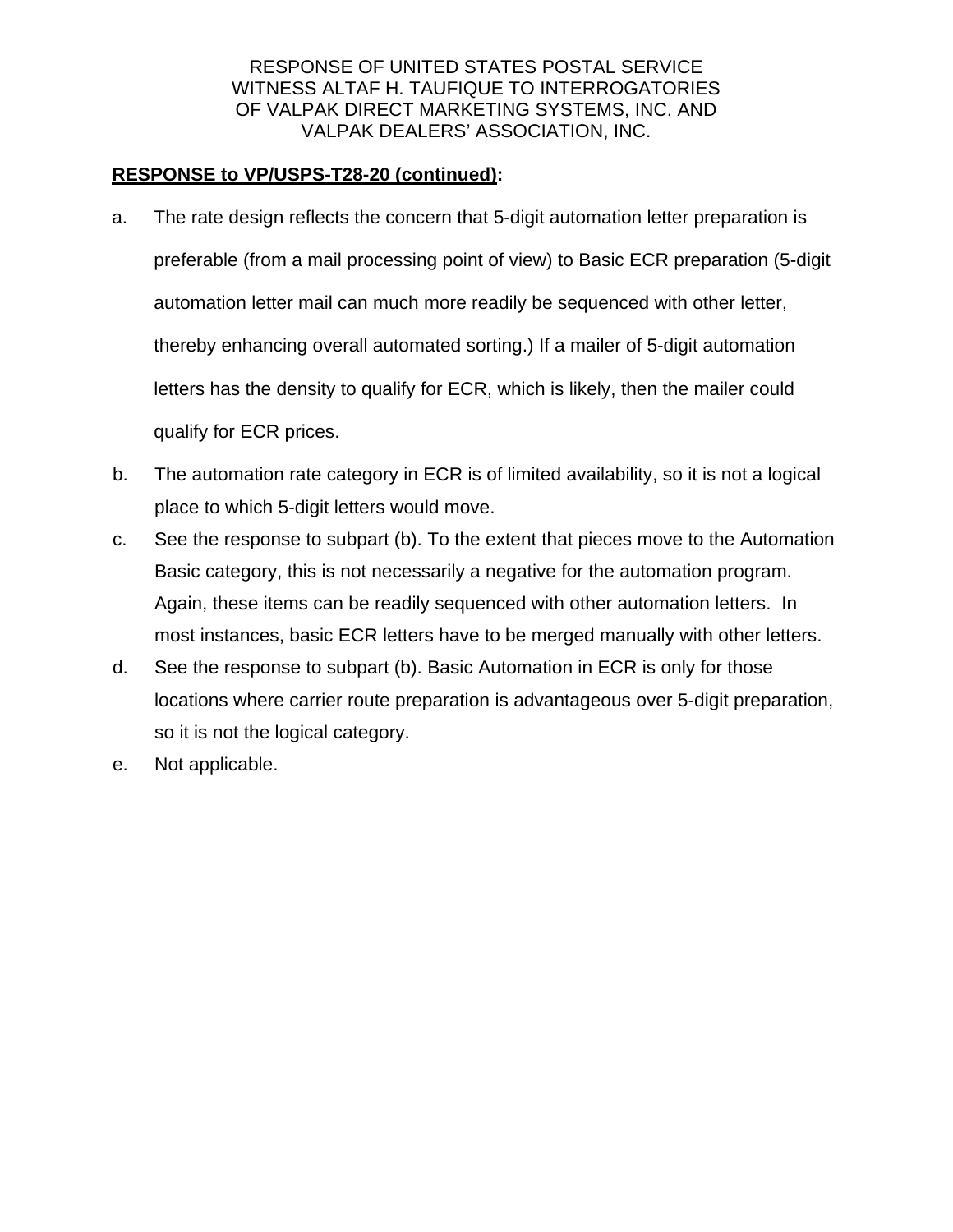RESPONSE OF UNITED STATES POSTAL SERVICE
WITNESS ALTAF H. TAUFIQUE TO INTERROGATORIES
OF VALPAK DIRECT MARKETING SYSTEMS, INC. AND
VALPAK DEALERS' ASSOCIATION, INC.

**RESPONSE to VP/USPS-T28-20 (continued):**

a. The rate design reflects the concern that 5-digit automation letter preparation is preferable (from a mail processing point of view) to Basic ECR preparation (5-digit automation letter mail can much more readily be sequenced with other letter, thereby enhancing overall automated sorting.) If a mailer of 5-digit automation letters has the density to qualify for ECR, which is likely, then the mailer could qualify for ECR prices.

b. The automation rate category in ECR is of limited availability, so it is not a logical place to which 5-digit letters would move.

c. See the response to subpart (b). To the extent that pieces move to the Automation Basic category, this is not necessarily a negative for the automation program. Again, these items can be readily sequenced with other automation letters. In most instances, basic ECR letters have to be merged manually with other letters.

d. See the response to subpart (b). Basic Automation in ECR is only for those locations where carrier route preparation is advantageous over 5-digit preparation, so it is not the logical category.

e. Not applicable.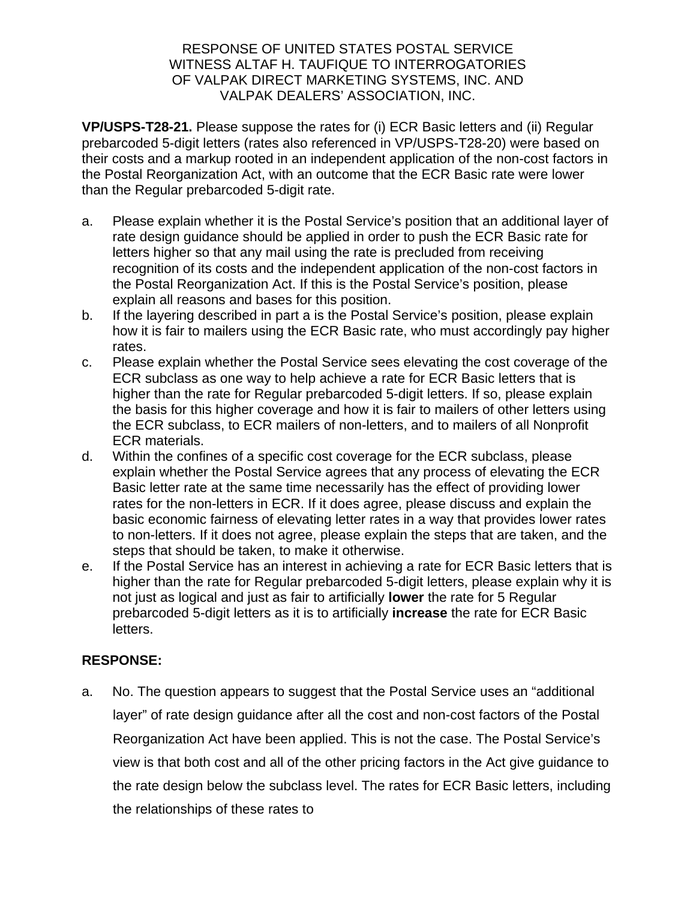RESPONSE OF UNITED STATES POSTAL SERVICE
WITNESS ALTAF H. TAUFIQUE TO INTERROGATORIES
OF VALPAK DIRECT MARKETING SYSTEMS, INC. AND
VALPAK DEALERS' ASSOCIATION, INC.

**VP/USPS-T28-21.** Please suppose the rates for (i) ECR Basic letters and (ii) Regular prebarcoded 5-digit letters (rates also referenced in VP/USPS-T28-20) were based on their costs and a markup rooted in an independent application of the non-cost factors in the Postal Reorganization Act, with an outcome that the ECR Basic rate were lower than the Regular prebarcoded 5-digit rate.

a. Please explain whether it is the Postal Service's position that an additional layer of rate design guidance should be applied in order to push the ECR Basic rate for letters higher so that any mail using the rate is precluded from receiving recognition of its costs and the independent application of the non-cost factors in the Postal Reorganization Act. If this is the Postal Service's position, please explain all reasons and bases for this position.

b. If the layering described in part a is the Postal Service's position, please explain how it is fair to mailers using the ECR Basic rate, who must accordingly pay higher rates.

c. Please explain whether the Postal Service sees elevating the cost coverage of the ECR subclass as one way to help achieve a rate for ECR Basic letters that is higher than the rate for Regular prebarcoded 5-digit letters. If so, please explain the basis for this higher coverage and how it is fair to mailers of other letters using the ECR subclass, to ECR mailers of non-letters, and to mailers of all Nonprofit ECR materials.

d. Within the confines of a specific cost coverage for the ECR subclass, please explain whether the Postal Service agrees that any process of elevating the ECR Basic letter rate at the same time necessarily has the effect of providing lower rates for the non-letters in ECR. If it does agree, please discuss and explain the basic economic fairness of elevating letter rates in a way that provides lower rates to non-letters. If it does not agree, please explain the steps that are taken, and the steps that should be taken, to make it otherwise.

e. If the Postal Service has an interest in achieving a rate for ECR Basic letters that is higher than the rate for Regular prebarcoded 5-digit letters, please explain why it is not just as logical and just as fair to artificially **lower** the rate for 5 Regular prebarcoded 5-digit letters as it is to artificially **increase** the rate for ECR Basic letters.

**RESPONSE:**

a. No. The question appears to suggest that the Postal Service uses an "additional layer" of rate design guidance after all the cost and non-cost factors of the Postal Reorganization Act have been applied. This is not the case. The Postal Service's view is that both cost and all of the other pricing factors in the Act give guidance to the rate design below the subclass level. The rates for ECR Basic letters, including the relationships of these rates to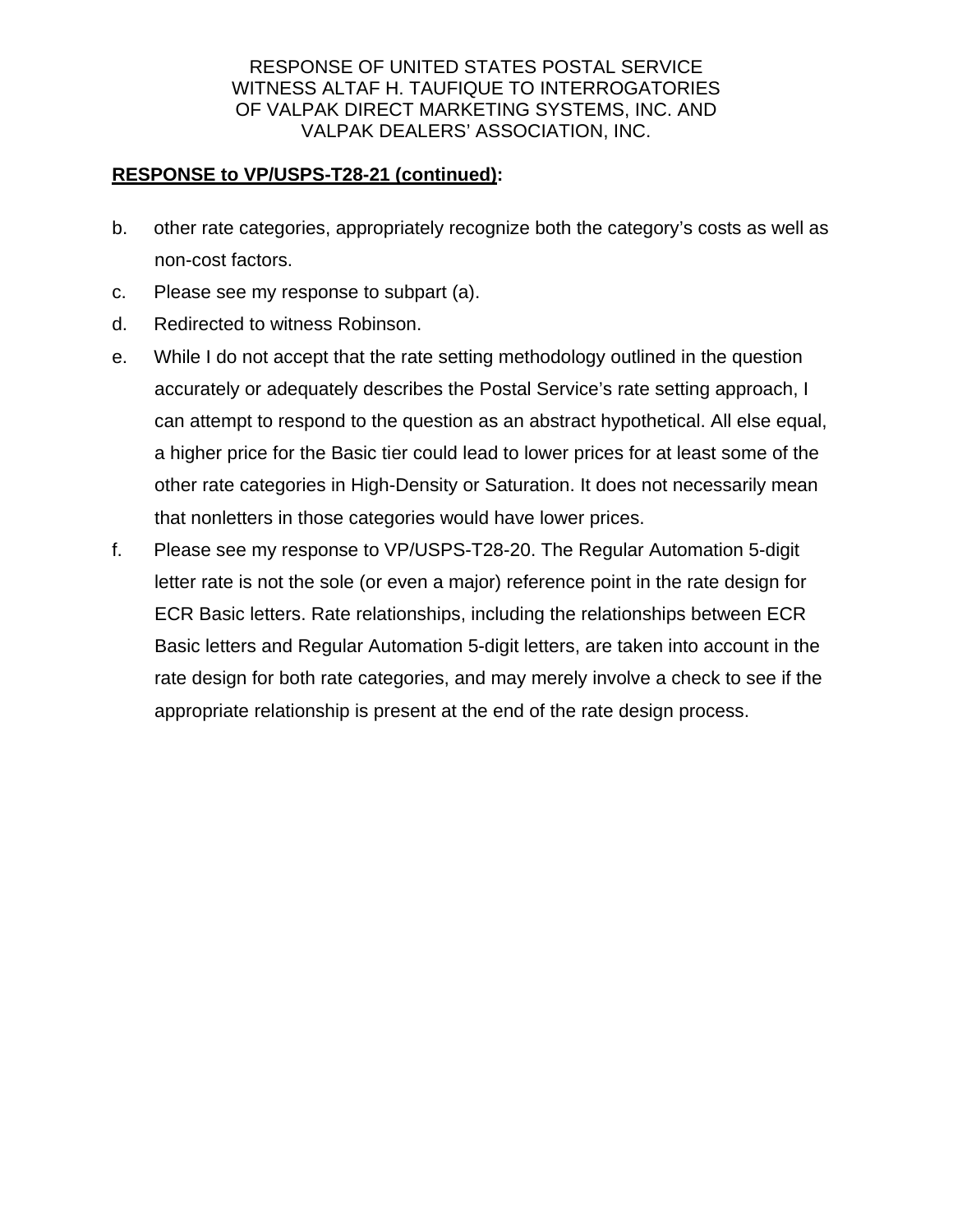RESPONSE OF UNITED STATES POSTAL SERVICE
WITNESS ALTAF H. TAUFIQUE TO INTERROGATORIES
OF VALPAK DIRECT MARKETING SYSTEMS, INC. AND
VALPAK DEALERS' ASSOCIATION, INC.

**RESPONSE to VP/USPS-T28-21 (continued):**

b. other rate categories, appropriately recognize both the category's costs as well as non-cost factors.

c. Please see my response to subpart (a).

d. Redirected to witness Robinson.

e. While I do not accept that the rate setting methodology outlined in the question accurately or adequately describes the Postal Service's rate setting approach, I can attempt to respond to the question as an abstract hypothetical. All else equal, a higher price for the Basic tier could lead to lower prices for at least some of the other rate categories in High-Density or Saturation. It does not necessarily mean that nonletters in those categories would have lower prices.

f. Please see my response to VP/USPS-T28-20. The Regular Automation 5-digit letter rate is not the sole (or even a major) reference point in the rate design for ECR Basic letters. Rate relationships, including the relationships between ECR Basic letters and Regular Automation 5-digit letters, are taken into account in the rate design for both rate categories, and may merely involve a check to see if the appropriate relationship is present at the end of the rate design process.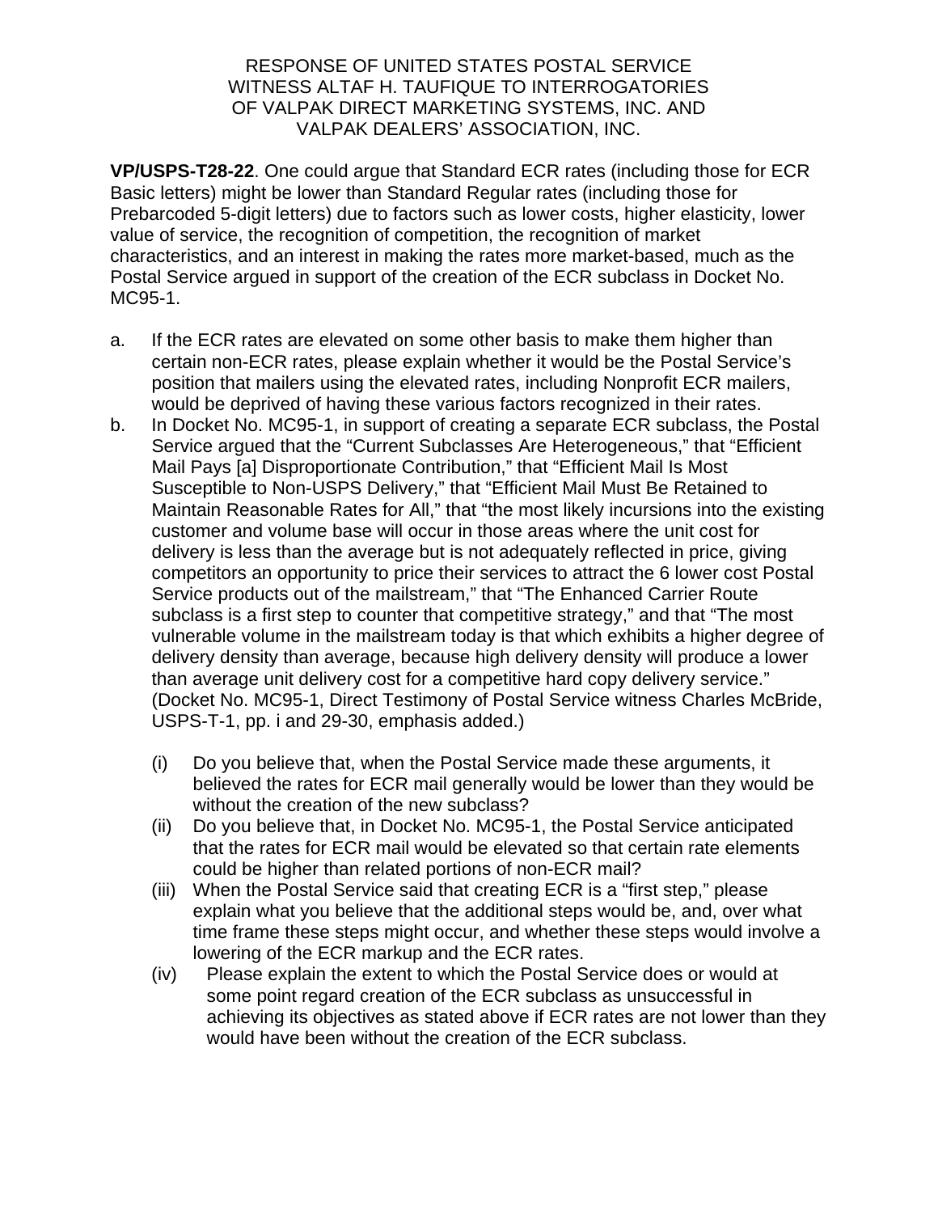RESPONSE OF UNITED STATES POSTAL SERVICE
WITNESS ALTAF H. TAUFIQUE TO INTERROGATORIES
OF VALPAK DIRECT MARKETING SYSTEMS, INC. AND
VALPAK DEALERS' ASSOCIATION, INC.

**VP/USPS-T28-22**. One could argue that Standard ECR rates (including those for ECR Basic letters) might be lower than Standard Regular rates (including those for Prebarcoded 5-digit letters) due to factors such as lower costs, higher elasticity, lower value of service, the recognition of competition, the recognition of market characteristics, and an interest in making the rates more market-based, much as the Postal Service argued in support of the creation of the ECR subclass in Docket No. MC95-1.

a. If the ECR rates are elevated on some other basis to make them higher than certain non-ECR rates, please explain whether it would be the Postal Service's position that mailers using the elevated rates, including Nonprofit ECR mailers, would be deprived of having these various factors recognized in their rates.

b. In Docket No. MC95-1, in support of creating a separate ECR subclass, the Postal Service argued that the "Current Subclasses Are Heterogeneous," that "Efficient Mail Pays [a] Disproportionate Contribution," that "Efficient Mail Is Most Susceptible to Non-USPS Delivery," that "Efficient Mail Must Be Retained to Maintain Reasonable Rates for All," that "the most likely incursions into the existing customer and volume base will occur in those areas where the unit cost for delivery is less than the average but is not adequately reflected in price, giving competitors an opportunity to price their services to attract the 6 lower cost Postal Service products out of the mailstream," that "The Enhanced Carrier Route subclass is a first step to counter that competitive strategy," and that "The most vulnerable volume in the mailstream today is that which exhibits a higher degree of delivery density than average, because high delivery density will produce a lower than average unit delivery cost for a competitive hard copy delivery service." (Docket No. MC95-1, Direct Testimony of Postal Service witness Charles McBride, USPS-T-1, pp. i and 29-30, emphasis added.)

   (i) Do you believe that, when the Postal Service made these arguments, it believed the rates for ECR mail generally would be lower than they would be without the creation of the new subclass?

   (ii) Do you believe that, in Docket No. MC95-1, the Postal Service anticipated that the rates for ECR mail would be elevated so that certain rate elements could be higher than related portions of non-ECR mail?

   (iii) When the Postal Service said that creating ECR is a "first step," please explain what you believe that the additional steps would be, and, over what time frame these steps might occur, and whether these steps would involve a lowering of the ECR markup and the ECR rates.

   (iv) Please explain the extent to which the Postal Service does or would at some point regard creation of the ECR subclass as unsuccessful in achieving its objectives as stated above if ECR rates are not lower than they would have been without the creation of the ECR subclass.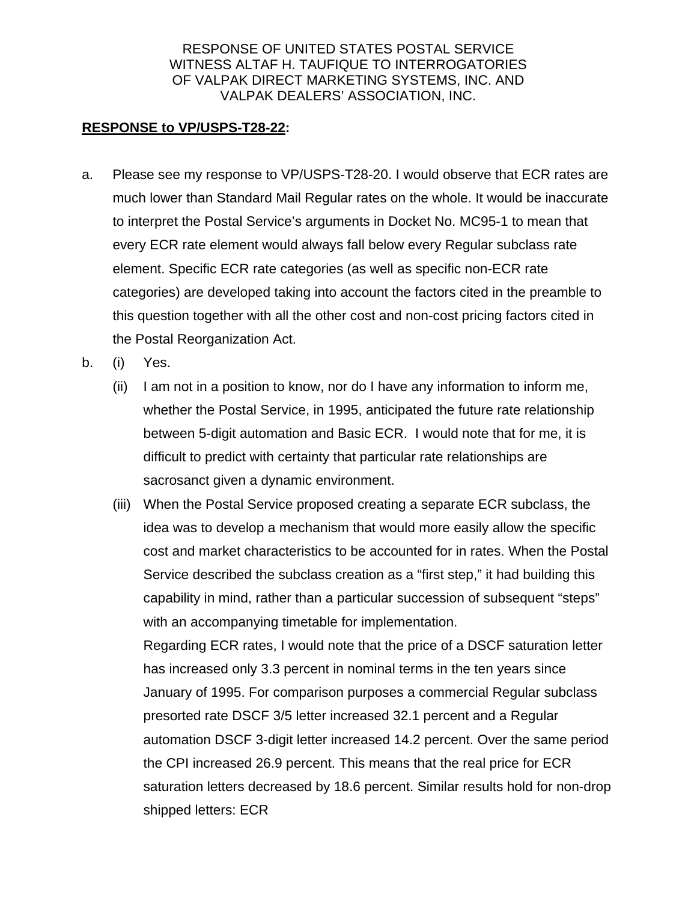RESPONSE OF UNITED STATES POSTAL SERVICE
WITNESS ALTAF H. TAUFIQUE TO INTERROGATORIES
OF VALPAK DIRECT MARKETING SYSTEMS, INC. AND
VALPAK DEALERS' ASSOCIATION, INC.

**RESPONSE to VP/USPS-T28-22:**

a. Please see my response to VP/USPS-T28-20. I would observe that ECR rates are much lower than Standard Mail Regular rates on the whole. It would be inaccurate to interpret the Postal Service's arguments in Docket No. MC95-1 to mean that every ECR rate element would always fall below every Regular subclass rate element. Specific ECR rate categories (as well as specific non-ECR rate categories) are developed taking into account the factors cited in the preamble to this question together with all the other cost and non-cost pricing factors cited in the Postal Reorganization Act.

b. (i) Yes.

   (ii) I am not in a position to know, nor do I have any information to inform me, whether the Postal Service, in 1995, anticipated the future rate relationship between 5-digit automation and Basic ECR. I would note that for me, it is difficult to predict with certainty that particular rate relationships are sacrosanct given a dynamic environment.

   (iii) When the Postal Service proposed creating a separate ECR subclass, the idea was to develop a mechanism that would more easily allow the specific cost and market characteristics to be accounted for in rates. When the Postal Service described the subclass creation as a "first step," it had building this capability in mind, rather than a particular succession of subsequent "steps" with an accompanying timetable for implementation.

   Regarding ECR rates, I would note that the price of a DSCF saturation letter has increased only 3.3 percent in nominal terms in the ten years since January of 1995. For comparison purposes a commercial Regular subclass presorted rate DSCF 3/5 letter increased 32.1 percent and a Regular automation DSCF 3-digit letter increased 14.2 percent. Over the same period the CPI increased 26.9 percent. This means that the real price for ECR saturation letters decreased by 18.6 percent. Similar results hold for non-drop shipped letters: ECR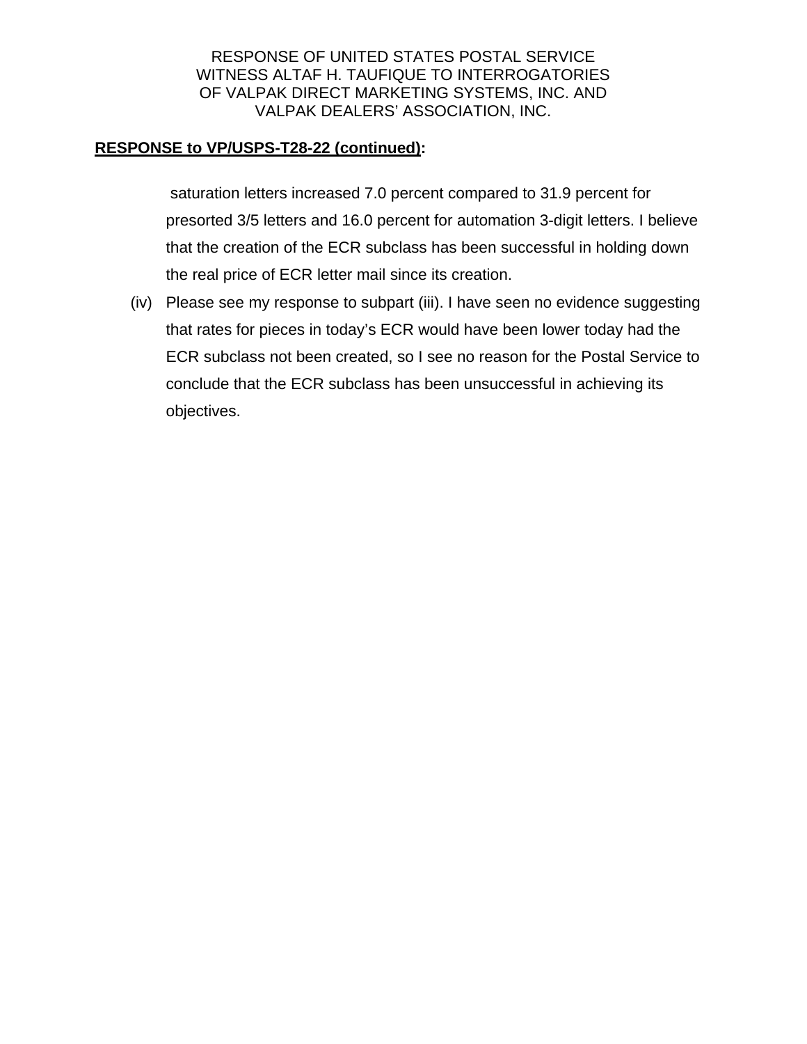RESPONSE OF UNITED STATES POSTAL SERVICE
WITNESS ALTAF H. TAUFIQUE TO INTERROGATORIES
OF VALPAK DIRECT MARKETING SYSTEMS, INC. AND
VALPAK DEALERS' ASSOCIATION, INC.

**RESPONSE to VP/USPS-T28-22 (continued):**

saturation letters increased 7.0 percent compared to 31.9 percent for presorted 3/5 letters and 16.0 percent for automation 3-digit letters. I believe that the creation of the ECR subclass has been successful in holding down the real price of ECR letter mail since its creation.

(iv) Please see my response to subpart (iii). I have seen no evidence suggesting that rates for pieces in today's ECR would have been lower today had the ECR subclass not been created, so I see no reason for the Postal Service to conclude that the ECR subclass has been unsuccessful in achieving its objectives.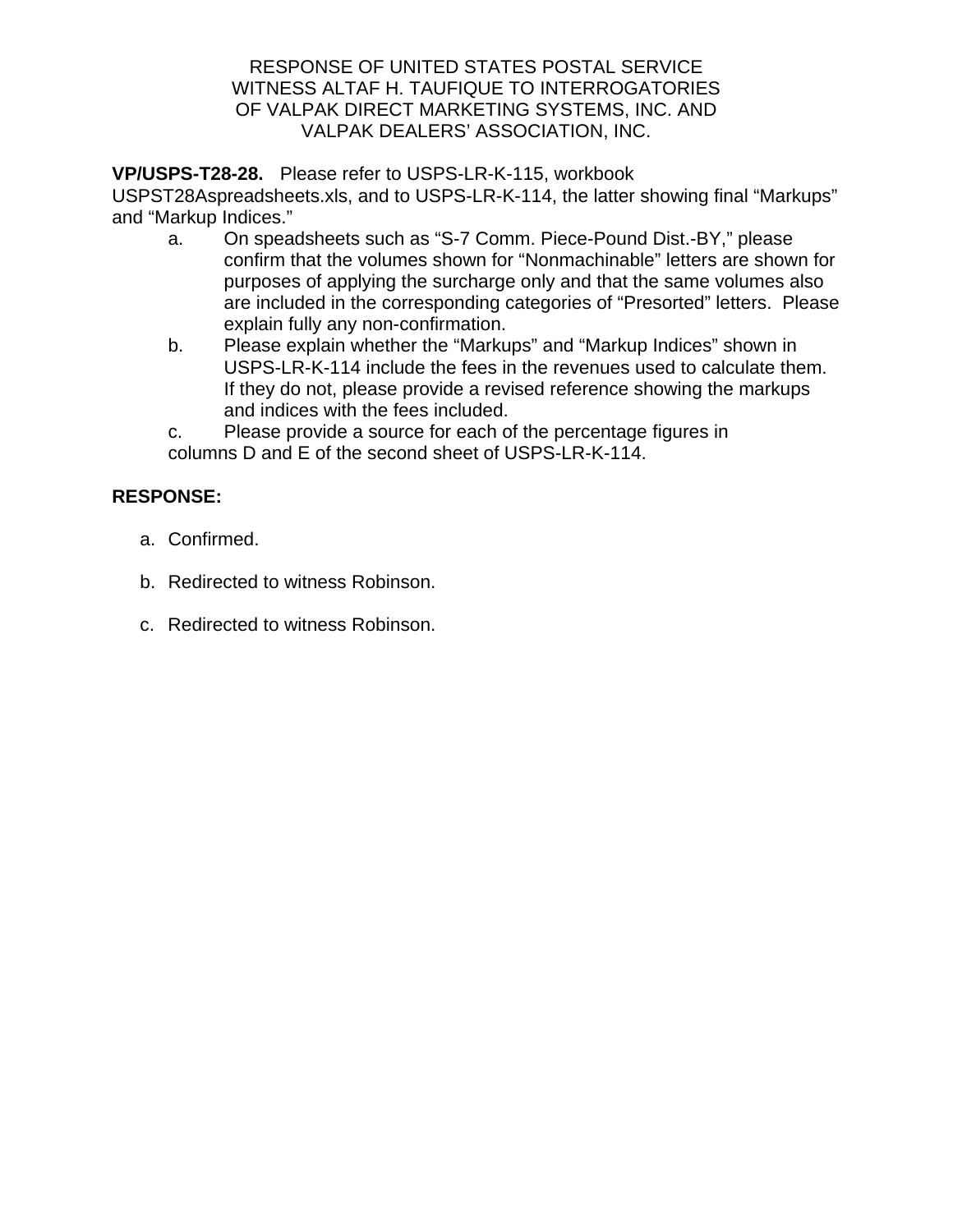RESPONSE OF UNITED STATES POSTAL SERVICE
WITNESS ALTAF H. TAUFIQUE TO INTERROGATORIES
OF VALPAK DIRECT MARKETING SYSTEMS, INC. AND
VALPAK DEALERS' ASSOCIATION, INC.

**VP/USPS-T28-28.** Please refer to USPS-LR-K-115, workbook USPST28Aspreadsheets.xls, and to USPS-LR-K-114, the latter showing final "Markups" and "Markup Indices."

a. On speadsheets such as "S-7 Comm. Piece-Pound Dist.-BY," please confirm that the volumes shown for "Nonmachinable" letters are shown for purposes of applying the surcharge only and that the same volumes also are included in the corresponding categories of "Presorted" letters. Please explain fully any non-confirmation.

b. Please explain whether the "Markups" and "Markup Indices" shown in USPS-LR-K-114 include the fees in the revenues used to calculate them. If they do not, please provide a revised reference showing the markups and indices with the fees included.

c. Please provide a source for each of the percentage figures in columns D and E of the second sheet of USPS-LR-K-114.

**RESPONSE:**

a. Confirmed.

b. Redirected to witness Robinson.

c. Redirected to witness Robinson.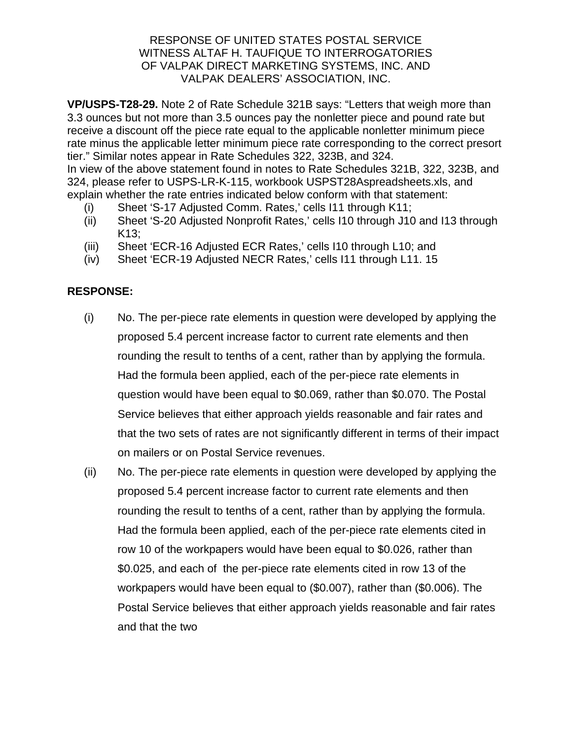RESPONSE OF UNITED STATES POSTAL SERVICE
WITNESS ALTAF H. TAUFIQUE TO INTERROGATORIES
OF VALPAK DIRECT MARKETING SYSTEMS, INC. AND
VALPAK DEALERS' ASSOCIATION, INC.

**VP/USPS-T28-29.** Note 2 of Rate Schedule 321B says: "Letters that weigh more than 3.3 ounces but not more than 3.5 ounces pay the nonletter piece and pound rate but receive a discount off the piece rate equal to the applicable nonletter minimum piece rate minus the applicable letter minimum piece rate corresponding to the correct presort tier." Similar notes appear in Rate Schedules 322, 323B, and 324.
In view of the above statement found in notes to Rate Schedules 321B, 322, 323B, and 324, please refer to USPS-LR-K-115, workbook USPST28Aspreadsheets.xls, and explain whether the rate entries indicated below conform with that statement:

(i) Sheet 'S-17 Adjusted Comm. Rates,' cells I11 through K11;
(ii) Sheet 'S-20 Adjusted Nonprofit Rates,' cells I10 through J10 and I13 through K13;
(iii) Sheet 'ECR-16 Adjusted ECR Rates,' cells I10 through L10; and
(iv) Sheet 'ECR-19 Adjusted NECR Rates,' cells I11 through L11. 15

**RESPONSE:**

(i) No. The per-piece rate elements in question were developed by applying the proposed 5.4 percent increase factor to current rate elements and then rounding the result to tenths of a cent, rather than by applying the formula. Had the formula been applied, each of the per-piece rate elements in question would have been equal to $0.069, rather than $0.070. The Postal Service believes that either approach yields reasonable and fair rates and that the two sets of rates are not significantly different in terms of their impact on mailers or on Postal Service revenues.

(ii) No. The per-piece rate elements in question were developed by applying the proposed 5.4 percent increase factor to current rate elements and then rounding the result to tenths of a cent, rather than by applying the formula. Had the formula been applied, each of the per-piece rate elements cited in row 10 of the workpapers would have been equal to $0.026, rather than $0.025, and each of the per-piece rate elements cited in row 13 of the workpapers would have been equal to ($0.007), rather than ($0.006). The Postal Service believes that either approach yields reasonable and fair rates and that the two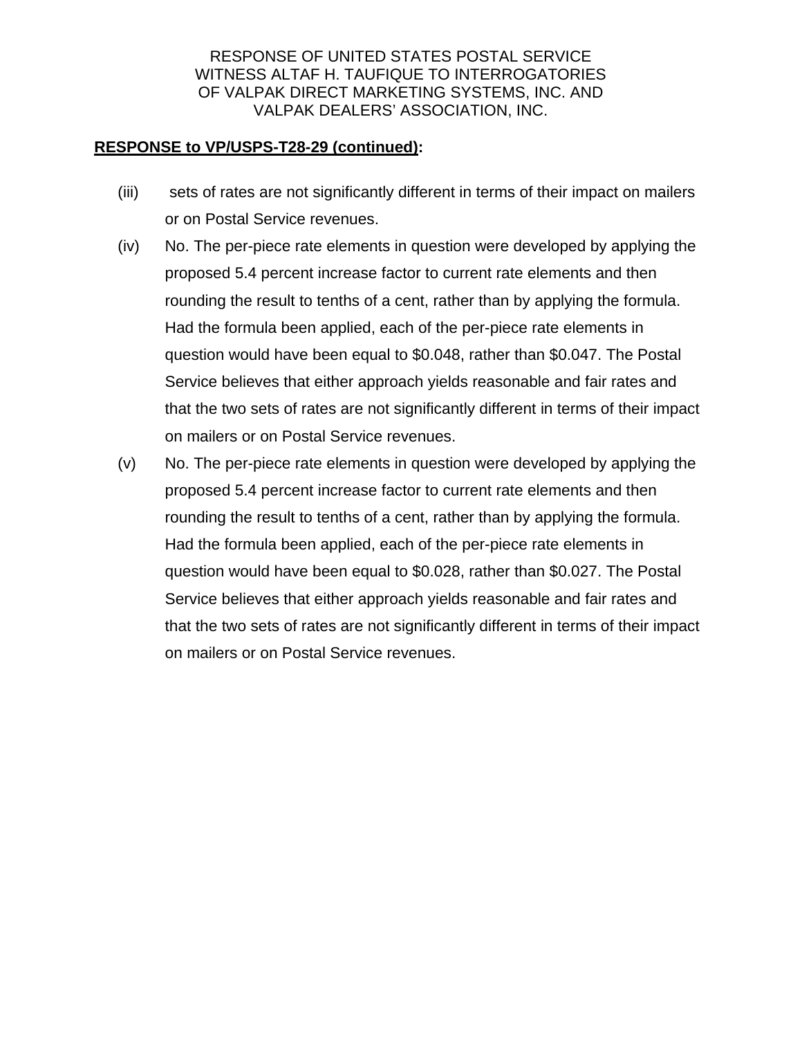RESPONSE OF UNITED STATES POSTAL SERVICE
WITNESS ALTAF H. TAUFIQUE TO INTERROGATORIES
OF VALPAK DIRECT MARKETING SYSTEMS, INC. AND
VALPAK DEALERS' ASSOCIATION, INC.

**RESPONSE to VP/USPS-T28-29 (continued):**

(iii) sets of rates are not significantly different in terms of their impact on mailers or on Postal Service revenues.

(iv) No. The per-piece rate elements in question were developed by applying the proposed 5.4 percent increase factor to current rate elements and then rounding the result to tenths of a cent, rather than by applying the formula. Had the formula been applied, each of the per-piece rate elements in question would have been equal to $0.048, rather than $0.047. The Postal Service believes that either approach yields reasonable and fair rates and that the two sets of rates are not significantly different in terms of their impact on mailers or on Postal Service revenues.

(v) No. The per-piece rate elements in question were developed by applying the proposed 5.4 percent increase factor to current rate elements and then rounding the result to tenths of a cent, rather than by applying the formula. Had the formula been applied, each of the per-piece rate elements in question would have been equal to $0.028, rather than $0.027. The Postal Service believes that either approach yields reasonable and fair rates and that the two sets of rates are not significantly different in terms of their impact on mailers or on Postal Service revenues.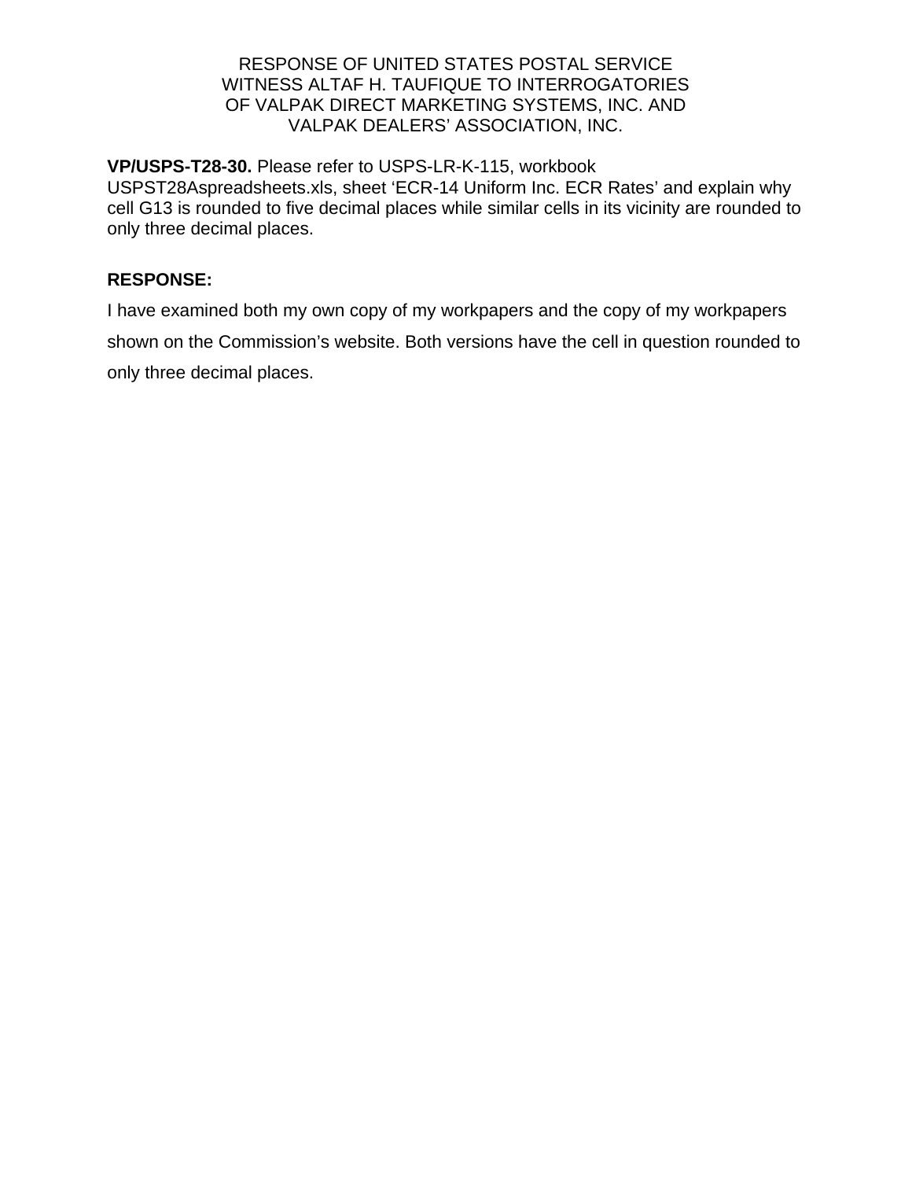RESPONSE OF UNITED STATES POSTAL SERVICE
WITNESS ALTAF H. TAUFIQUE TO INTERROGATORIES
OF VALPAK DIRECT MARKETING SYSTEMS, INC. AND
VALPAK DEALERS' ASSOCIATION, INC.

**VP/USPS-T28-30.** Please refer to USPS-LR-K-115, workbook USPST28Aspreadsheets.xls, sheet 'ECR-14 Uniform Inc. ECR Rates' and explain why cell G13 is rounded to five decimal places while similar cells in its vicinity are rounded to only three decimal places.

**RESPONSE:**

I have examined both my own copy of my workpapers and the copy of my workpapers shown on the Commission's website. Both versions have the cell in question rounded to only three decimal places.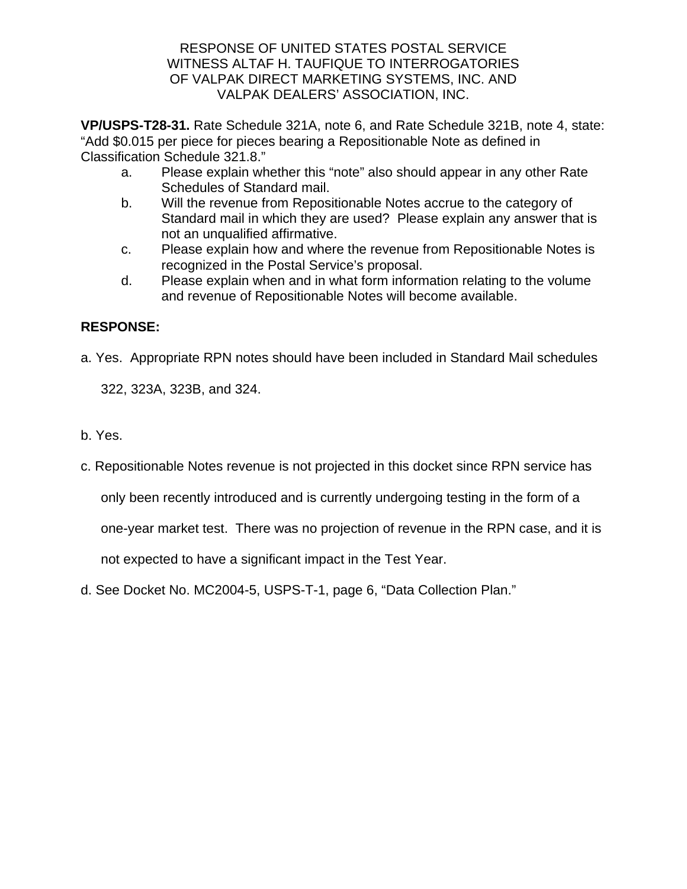RESPONSE OF UNITED STATES POSTAL SERVICE
WITNESS ALTAF H. TAUFIQUE TO INTERROGATORIES
OF VALPAK DIRECT MARKETING SYSTEMS, INC. AND
VALPAK DEALERS' ASSOCIATION, INC.

**VP/USPS-T28-31.** Rate Schedule 321A, note 6, and Rate Schedule 321B, note 4, state: "Add $0.015 per piece for pieces bearing a Repositionable Note as defined in Classification Schedule 321.8."

a. Please explain whether this "note" also should appear in any other Rate Schedules of Standard mail.

b. Will the revenue from Repositionable Notes accrue to the category of Standard mail in which they are used? Please explain any answer that is not an unqualified affirmative.

c. Please explain how and where the revenue from Repositionable Notes is recognized in the Postal Service's proposal.

d. Please explain when and in what form information relating to the volume and revenue of Repositionable Notes will become available.

**RESPONSE:**

a. Yes. Appropriate RPN notes should have been included in Standard Mail schedules 322, 323A, 323B, and 324.

b. Yes.

c. Repositionable Notes revenue is not projected in this docket since RPN service has only been recently introduced and is currently undergoing testing in the form of a one-year market test. There was no projection of revenue in the RPN case, and it is not expected to have a significant impact in the Test Year.

d. See Docket No. MC2004-5, USPS-T-1, page 6, "Data Collection Plan."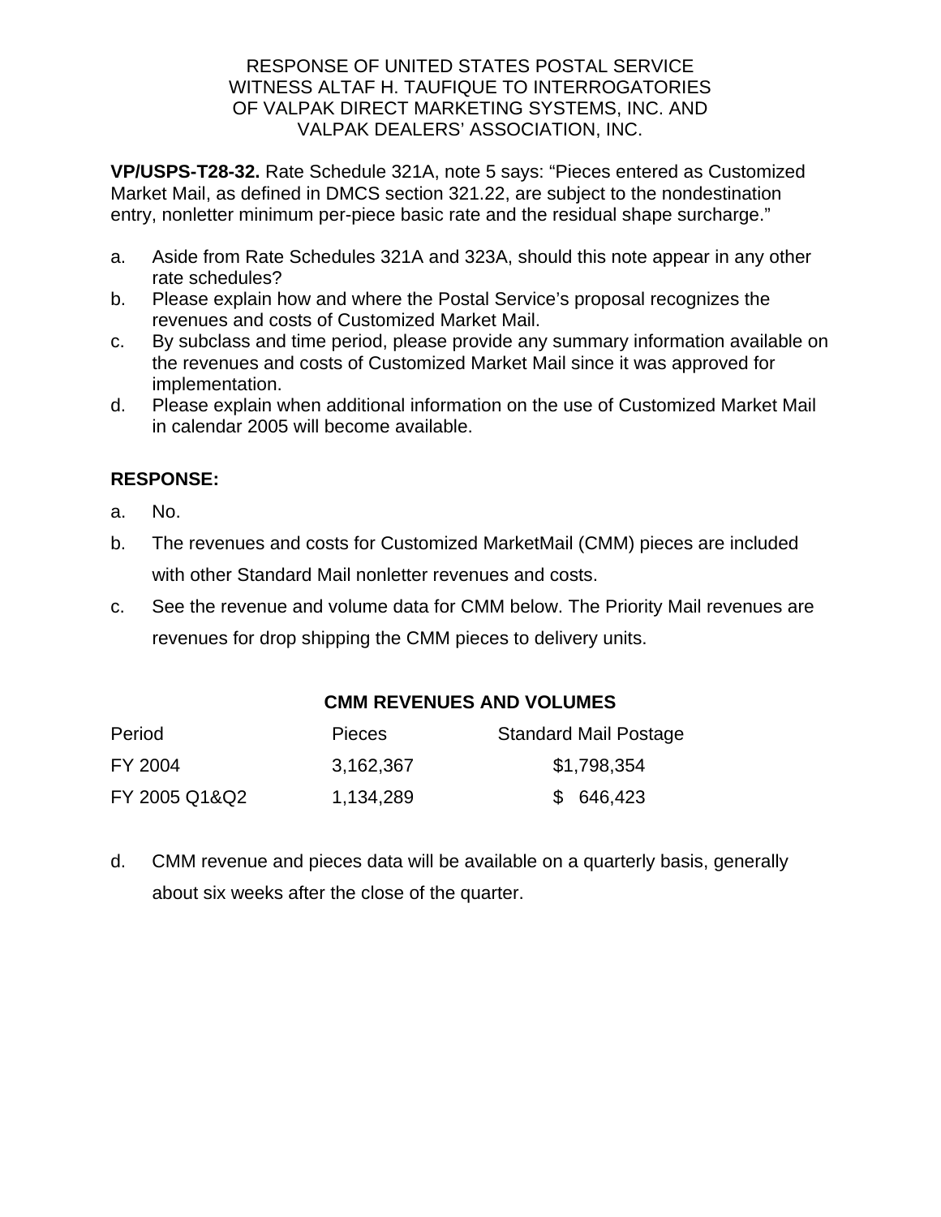RESPONSE OF UNITED STATES POSTAL SERVICE
WITNESS ALTAF H. TAUFIQUE TO INTERROGATORIES
OF VALPAK DIRECT MARKETING SYSTEMS, INC. AND
VALPAK DEALERS' ASSOCIATION, INC.

**VP/USPS-T28-32.** Rate Schedule 321A, note 5 says: "Pieces entered as Customized Market Mail, as defined in DMCS section 321.22, are subject to the nondestination entry, nonletter minimum per-piece basic rate and the residual shape surcharge."

a. Aside from Rate Schedules 321A and 323A, should this note appear in any other rate schedules?
b. Please explain how and where the Postal Service's proposal recognizes the revenues and costs of Customized Market Mail.
c. By subclass and time period, please provide any summary information available on the revenues and costs of Customized Market Mail since it was approved for implementation.
d. Please explain when additional information on the use of Customized Market Mail in calendar 2005 will become available.

**RESPONSE:**

a. No.

b. The revenues and costs for Customized MarketMail (CMM) pieces are included with other Standard Mail nonletter revenues and costs.

c. See the revenue and volume data for CMM below. The Priority Mail revenues are revenues for drop shipping the CMM pieces to delivery units.

**CMM REVENUES AND VOLUMES**

| Period | Pieces | Standard Mail Postage |
|---|---|---|
| FY 2004 | 3,162,367 | $1,798,354 |
| FY 2005 Q1&Q2 | 1,134,289 | $ 646,423 |

d. CMM revenue and pieces data will be available on a quarterly basis, generally about six weeks after the close of the quarter.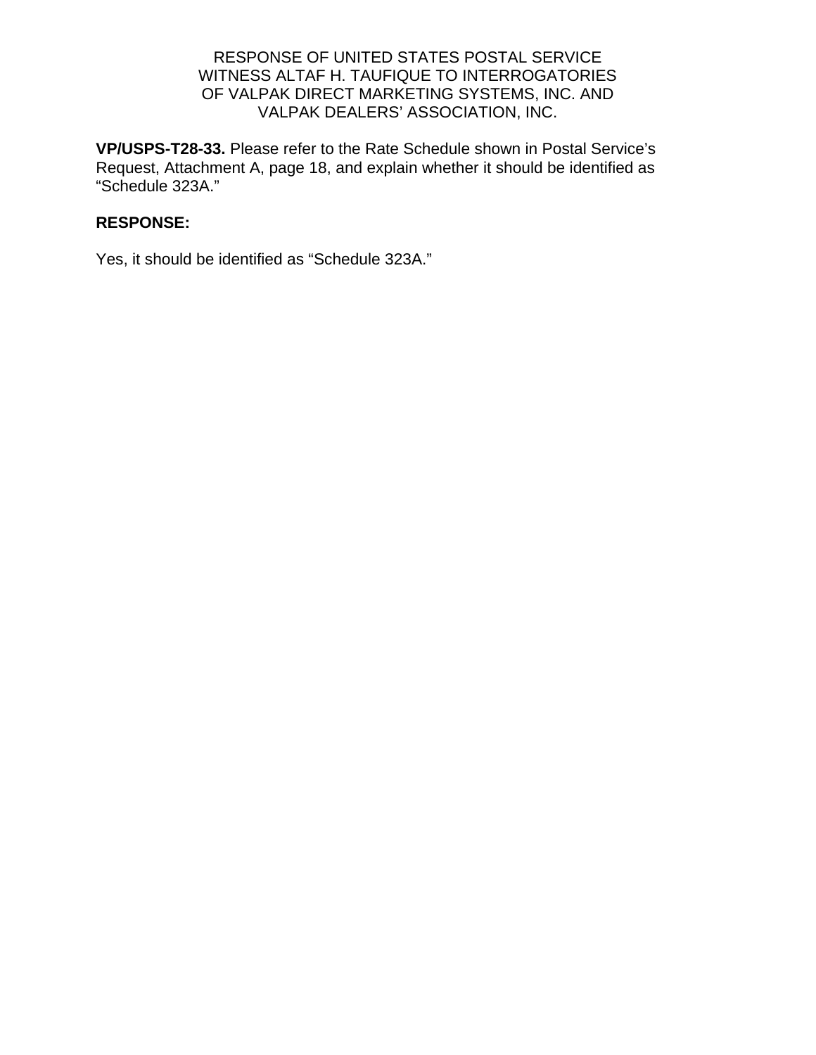RESPONSE OF UNITED STATES POSTAL SERVICE
WITNESS ALTAF H. TAUFIQUE TO INTERROGATORIES
OF VALPAK DIRECT MARKETING SYSTEMS, INC. AND
VALPAK DEALERS' ASSOCIATION, INC.

**VP/USPS-T28-33.** Please refer to the Rate Schedule shown in Postal Service's Request, Attachment A, page 18, and explain whether it should be identified as "Schedule 323A."

**RESPONSE:**

Yes, it should be identified as "Schedule 323A."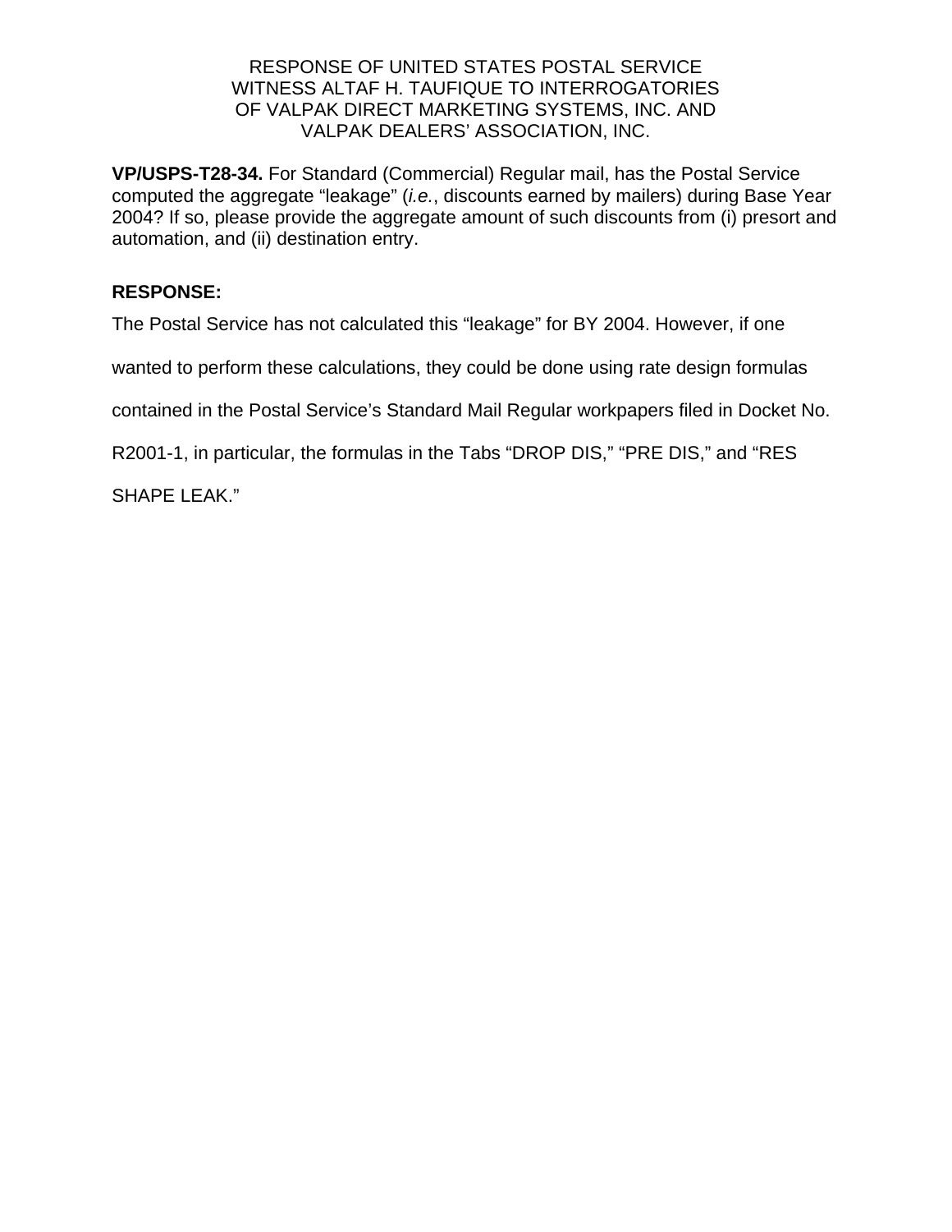RESPONSE OF UNITED STATES POSTAL SERVICE
WITNESS ALTAF H. TAUFIQUE TO INTERROGATORIES
OF VALPAK DIRECT MARKETING SYSTEMS, INC. AND
VALPAK DEALERS' ASSOCIATION, INC.

**VP/USPS-T28-34.** For Standard (Commercial) Regular mail, has the Postal Service computed the aggregate "leakage" (*i.e.*, discounts earned by mailers) during Base Year 2004? If so, please provide the aggregate amount of such discounts from (i) presort and automation, and (ii) destination entry.

**RESPONSE:**

The Postal Service has not calculated this "leakage" for BY 2004. However, if one wanted to perform these calculations, they could be done using rate design formulas contained in the Postal Service's Standard Mail Regular workpapers filed in Docket No. R2001-1, in particular, the formulas in the Tabs "DROP DIS," "PRE DIS," and "RES SHAPE LEAK."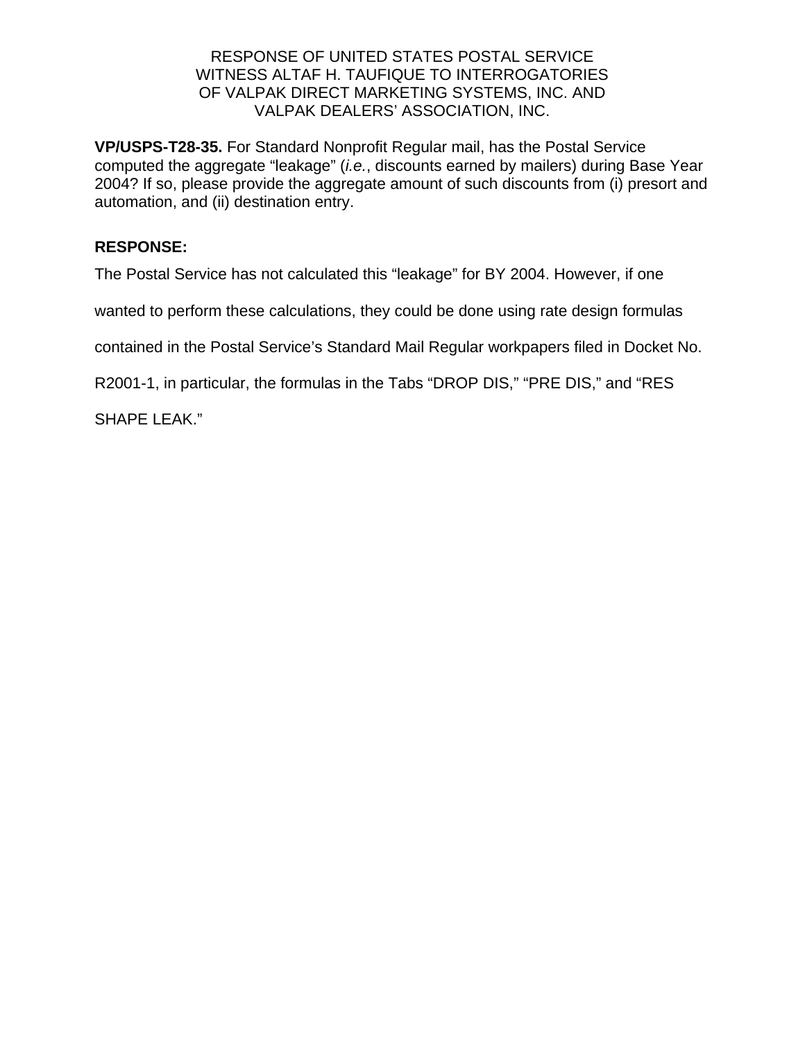RESPONSE OF UNITED STATES POSTAL SERVICE
WITNESS ALTAF H. TAUFIQUE TO INTERROGATORIES
OF VALPAK DIRECT MARKETING SYSTEMS, INC. AND
VALPAK DEALERS' ASSOCIATION, INC.

**VP/USPS-T28-35.** For Standard Nonprofit Regular mail, has the Postal Service computed the aggregate "leakage" (*i.e.*, discounts earned by mailers) during Base Year 2004? If so, please provide the aggregate amount of such discounts from (i) presort and automation, and (ii) destination entry.

**RESPONSE:**

The Postal Service has not calculated this "leakage" for BY 2004. However, if one wanted to perform these calculations, they could be done using rate design formulas contained in the Postal Service's Standard Mail Regular workpapers filed in Docket No. R2001-1, in particular, the formulas in the Tabs "DROP DIS," "PRE DIS," and "RES SHAPE LEAK."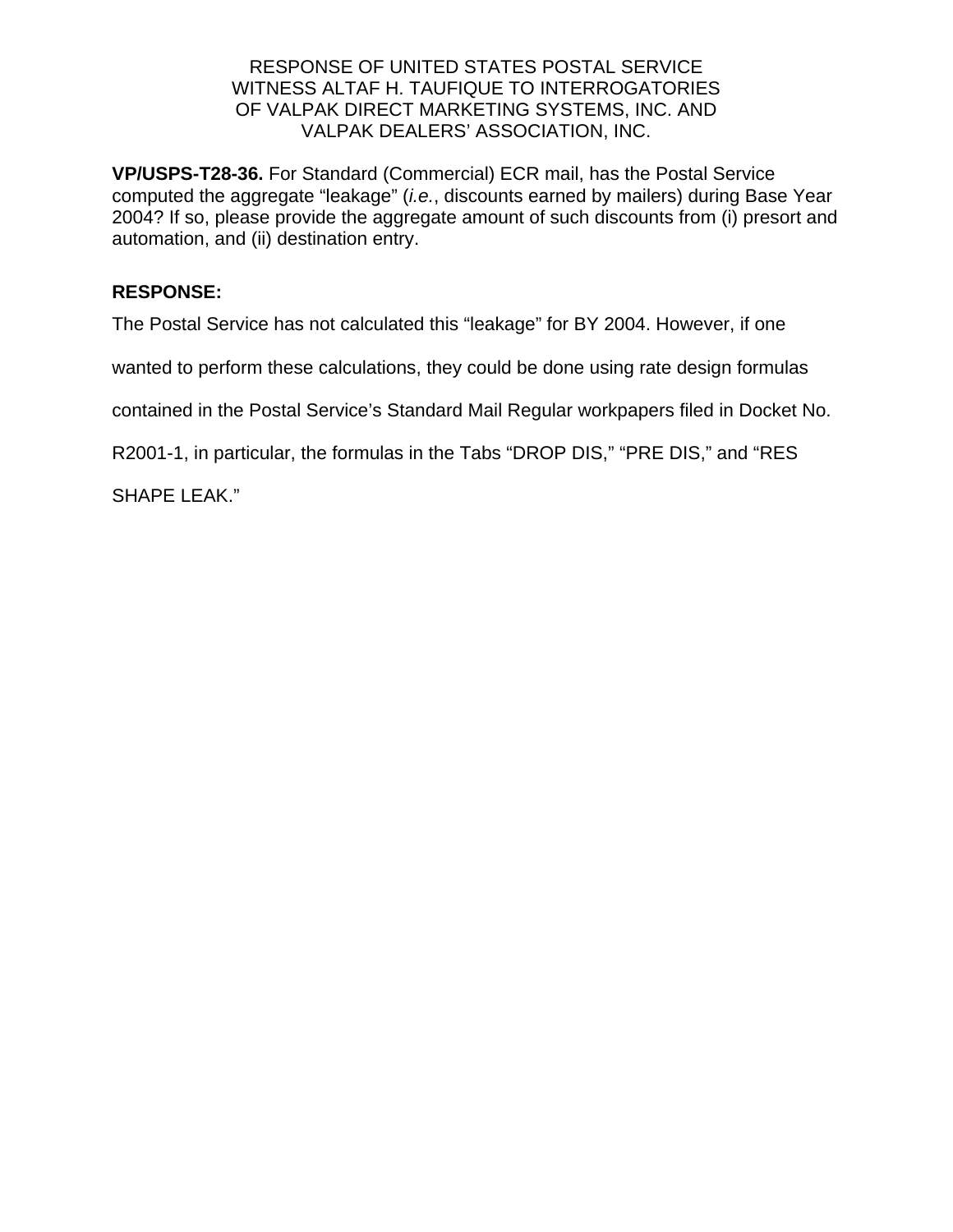RESPONSE OF UNITED STATES POSTAL SERVICE
WITNESS ALTAF H. TAUFIQUE TO INTERROGATORIES
OF VALPAK DIRECT MARKETING SYSTEMS, INC. AND
VALPAK DEALERS' ASSOCIATION, INC.

**VP/USPS-T28-36.** For Standard (Commercial) ECR mail, has the Postal Service computed the aggregate "leakage" (*i.e.*, discounts earned by mailers) during Base Year 2004? If so, please provide the aggregate amount of such discounts from (i) presort and automation, and (ii) destination entry.

**RESPONSE:**

The Postal Service has not calculated this "leakage" for BY 2004. However, if one wanted to perform these calculations, they could be done using rate design formulas contained in the Postal Service's Standard Mail Regular workpapers filed in Docket No. R2001-1, in particular, the formulas in the Tabs "DROP DIS," "PRE DIS," and "RES SHAPE LEAK."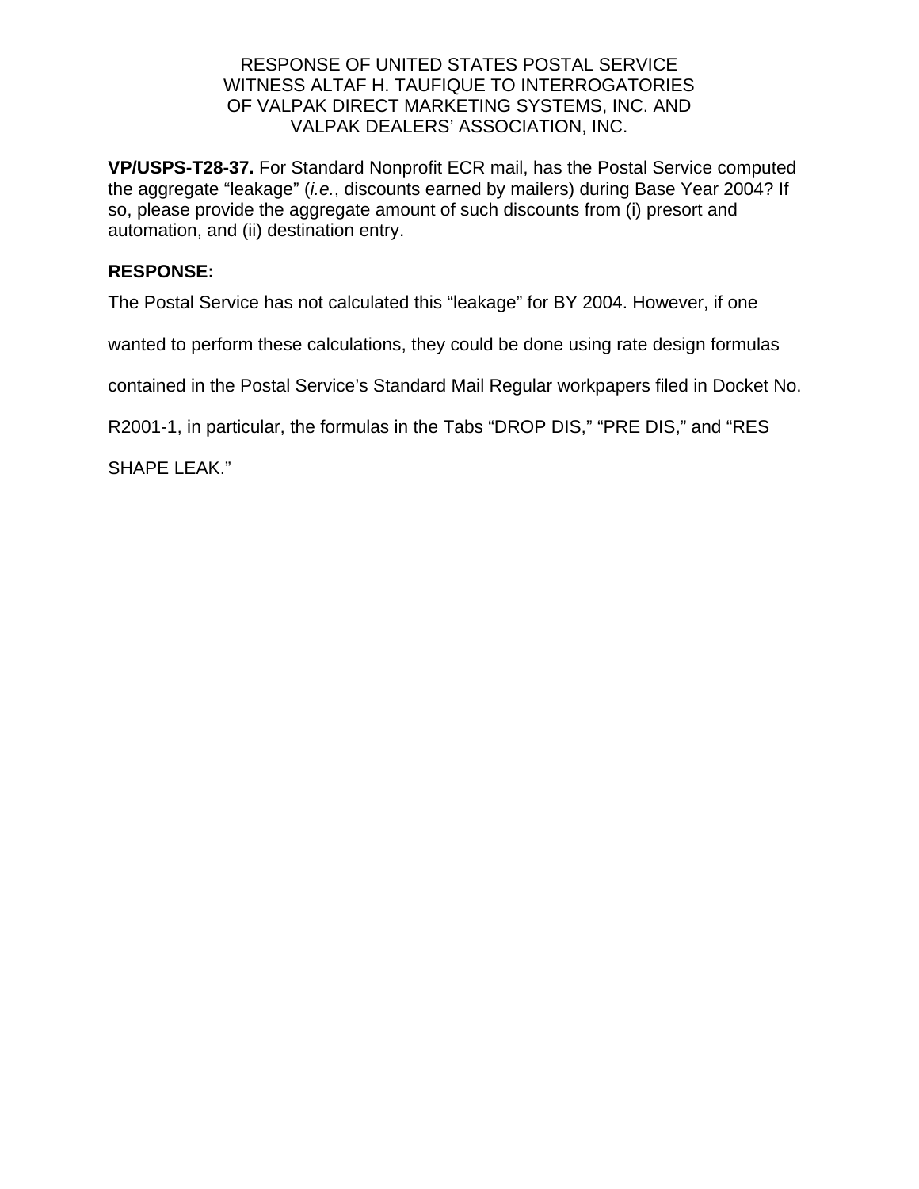RESPONSE OF UNITED STATES POSTAL SERVICE
WITNESS ALTAF H. TAUFIQUE TO INTERROGATORIES
OF VALPAK DIRECT MARKETING SYSTEMS, INC. AND
VALPAK DEALERS' ASSOCIATION, INC.

**VP/USPS-T28-37.** For Standard Nonprofit ECR mail, has the Postal Service computed the aggregate "leakage" (*i.e.*, discounts earned by mailers) during Base Year 2004? If so, please provide the aggregate amount of such discounts from (i) presort and automation, and (ii) destination entry.

**RESPONSE:**

The Postal Service has not calculated this "leakage" for BY 2004. However, if one wanted to perform these calculations, they could be done using rate design formulas contained in the Postal Service's Standard Mail Regular workpapers filed in Docket No. R2001-1, in particular, the formulas in the Tabs "DROP DIS," "PRE DIS," and "RES SHAPE LEAK."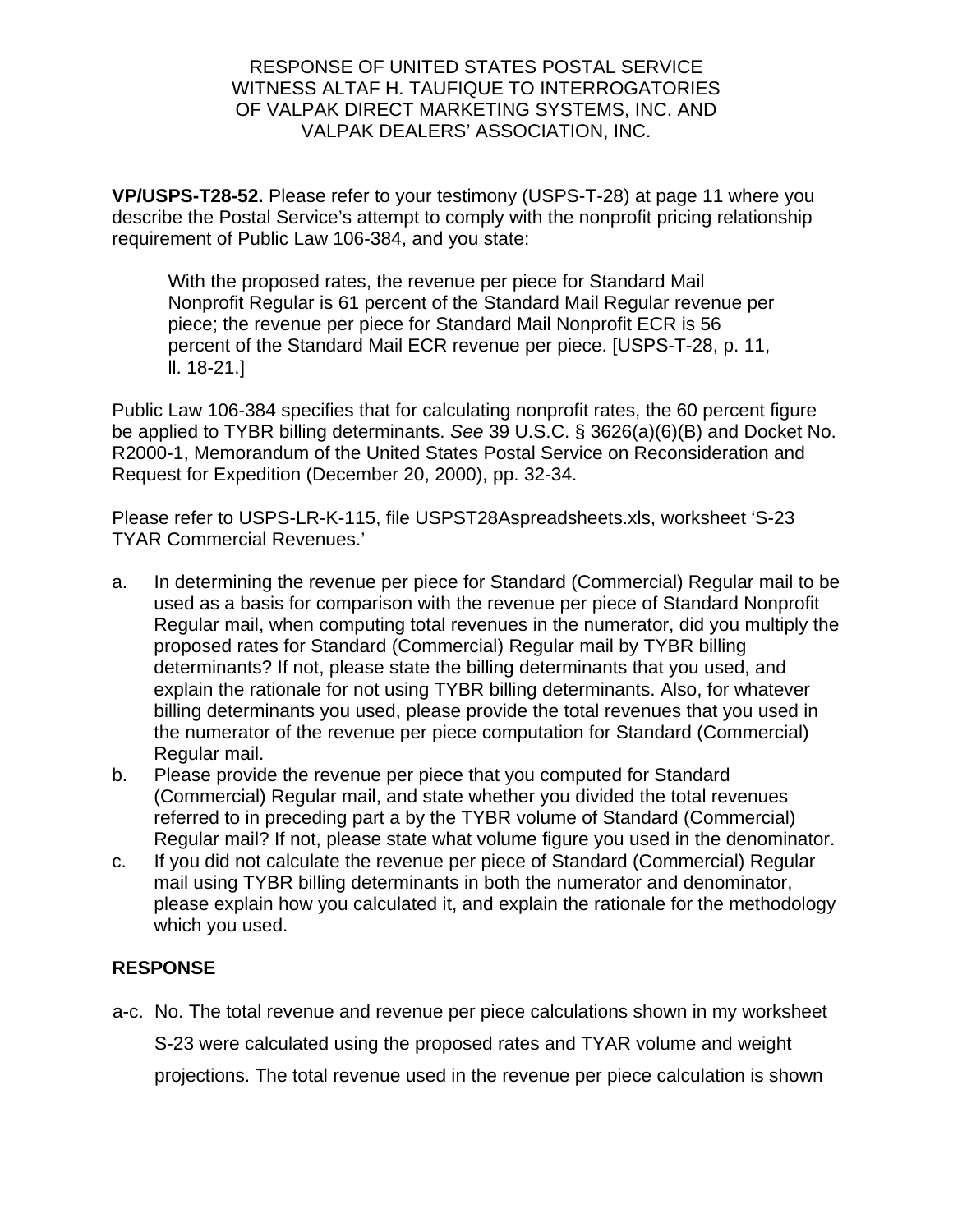RESPONSE OF UNITED STATES POSTAL SERVICE
WITNESS ALTAF H. TAUFIQUE TO INTERROGATORIES
OF VALPAK DIRECT MARKETING SYSTEMS, INC. AND
VALPAK DEALERS' ASSOCIATION, INC.

**VP/USPS-T28-52.** Please refer to your testimony (USPS-T-28) at page 11 where you describe the Postal Service's attempt to comply with the nonprofit pricing relationship requirement of Public Law 106-384, and you state:

> With the proposed rates, the revenue per piece for Standard Mail Nonprofit Regular is 61 percent of the Standard Mail Regular revenue per piece; the revenue per piece for Standard Mail Nonprofit ECR is 56 percent of the Standard Mail ECR revenue per piece. [USPS-T-28, p. 11, ll. 18-21.]

Public Law 106-384 specifies that for calculating nonprofit rates, the 60 percent figure be applied to TYBR billing determinants. *See* 39 U.S.C. § 3626(a)(6)(B) and Docket No. R2000-1, Memorandum of the United States Postal Service on Reconsideration and Request for Expedition (December 20, 2000), pp. 32-34.

Please refer to USPS-LR-K-115, file USPST28Aspreadsheets.xls, worksheet 'S-23 TYAR Commercial Revenues.'

a. In determining the revenue per piece for Standard (Commercial) Regular mail to be used as a basis for comparison with the revenue per piece of Standard Nonprofit Regular mail, when computing total revenues in the numerator, did you multiply the proposed rates for Standard (Commercial) Regular mail by TYBR billing determinants? If not, please state the billing determinants that you used, and explain the rationale for not using TYBR billing determinants. Also, for whatever billing determinants you used, please provide the total revenues that you used in the numerator of the revenue per piece computation for Standard (Commercial) Regular mail.

b. Please provide the revenue per piece that you computed for Standard (Commercial) Regular mail, and state whether you divided the total revenues referred to in preceding part a by the TYBR volume of Standard (Commercial) Regular mail? If not, please state what volume figure you used in the denominator.

c. If you did not calculate the revenue per piece of Standard (Commercial) Regular mail using TYBR billing determinants in both the numerator and denominator, please explain how you calculated it, and explain the rationale for the methodology which you used.

**RESPONSE**

a-c. No. The total revenue and revenue per piece calculations shown in my worksheet S-23 were calculated using the proposed rates and TYAR volume and weight projections. The total revenue used in the revenue per piece calculation is shown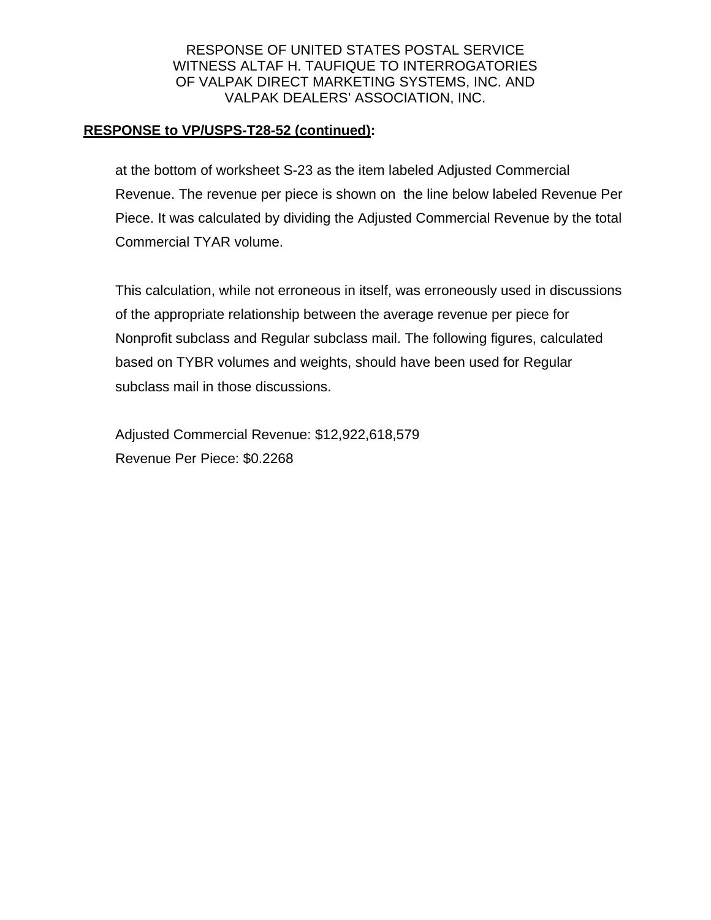RESPONSE OF UNITED STATES POSTAL SERVICE
WITNESS ALTAF H. TAUFIQUE TO INTERROGATORIES
OF VALPAK DIRECT MARKETING SYSTEMS, INC. AND
VALPAK DEALERS' ASSOCIATION, INC.

**RESPONSE to VP/USPS-T28-52 (continued):**

at the bottom of worksheet S-23 as the item labeled Adjusted Commercial Revenue. The revenue per piece is shown on the line below labeled Revenue Per Piece. It was calculated by dividing the Adjusted Commercial Revenue by the total Commercial TYAR volume.

This calculation, while not erroneous in itself, was erroneously used in discussions of the appropriate relationship between the average revenue per piece for Nonprofit subclass and Regular subclass mail. The following figures, calculated based on TYBR volumes and weights, should have been used for Regular subclass mail in those discussions.

Adjusted Commercial Revenue: $12,922,618,579
Revenue Per Piece: $0.2268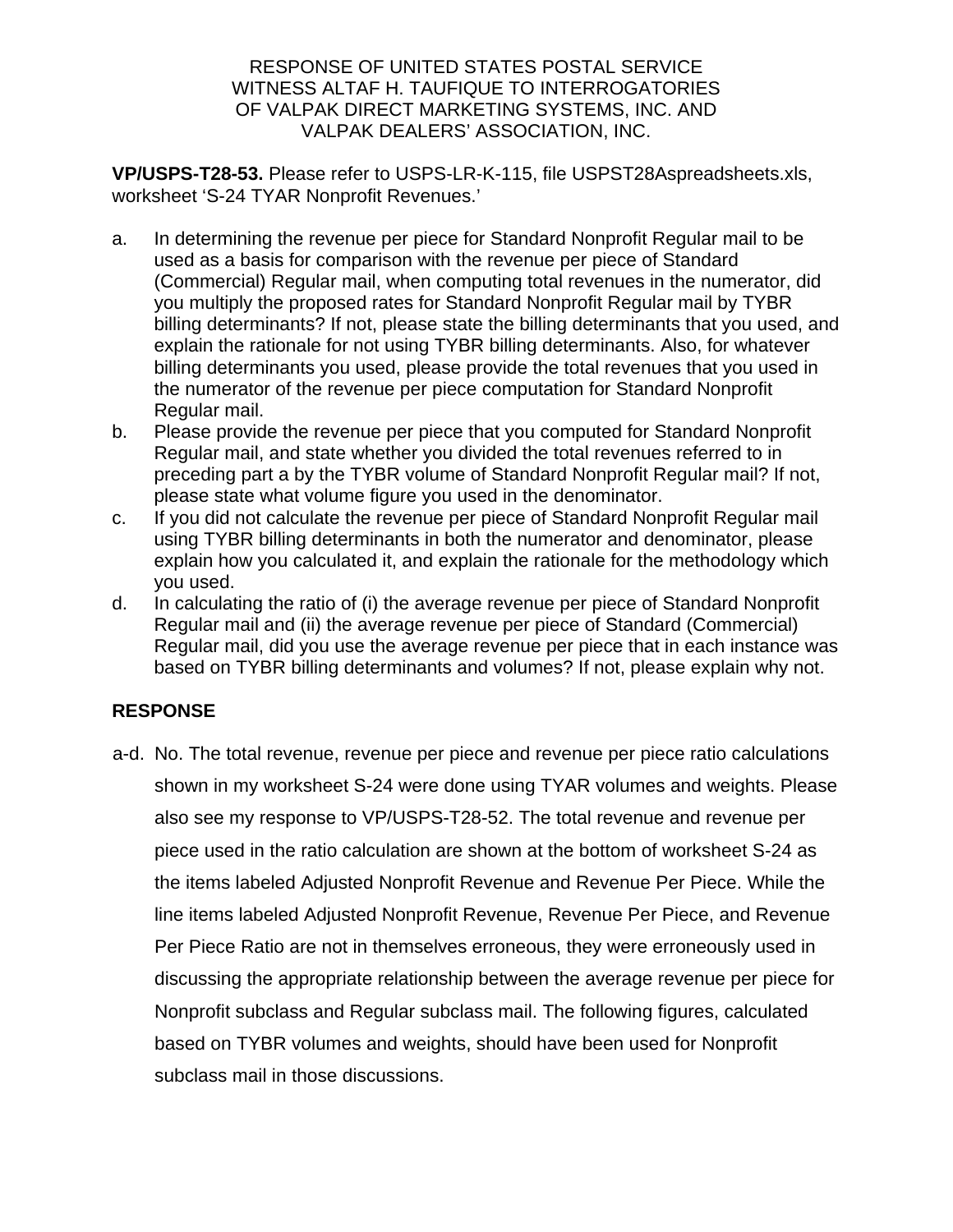RESPONSE OF UNITED STATES POSTAL SERVICE
WITNESS ALTAF H. TAUFIQUE TO INTERROGATORIES
OF VALPAK DIRECT MARKETING SYSTEMS, INC. AND
VALPAK DEALERS' ASSOCIATION, INC.

**VP/USPS-T28-53.** Please refer to USPS-LR-K-115, file USPST28Aspreadsheets.xls, worksheet 'S-24 TYAR Nonprofit Revenues.'

a. In determining the revenue per piece for Standard Nonprofit Regular mail to be used as a basis for comparison with the revenue per piece of Standard (Commercial) Regular mail, when computing total revenues in the numerator, did you multiply the proposed rates for Standard Nonprofit Regular mail by TYBR billing determinants? If not, please state the billing determinants that you used, and explain the rationale for not using TYBR billing determinants. Also, for whatever billing determinants you used, please provide the total revenues that you used in the numerator of the revenue per piece computation for Standard Nonprofit Regular mail.
b. Please provide the revenue per piece that you computed for Standard Nonprofit Regular mail, and state whether you divided the total revenues referred to in preceding part a by the TYBR volume of Standard Nonprofit Regular mail? If not, please state what volume figure you used in the denominator.
c. If you did not calculate the revenue per piece of Standard Nonprofit Regular mail using TYBR billing determinants in both the numerator and denominator, please explain how you calculated it, and explain the rationale for the methodology which you used.
d. In calculating the ratio of (i) the average revenue per piece of Standard Nonprofit Regular mail and (ii) the average revenue per piece of Standard (Commercial) Regular mail, did you use the average revenue per piece that in each instance was based on TYBR billing determinants and volumes? If not, please explain why not.

**RESPONSE**

a-d. No. The total revenue, revenue per piece and revenue per piece ratio calculations shown in my worksheet S-24 were done using TYAR volumes and weights. Please also see my response to VP/USPS-T28-52. The total revenue and revenue per piece used in the ratio calculation are shown at the bottom of worksheet S-24 as the items labeled Adjusted Nonprofit Revenue and Revenue Per Piece. While the line items labeled Adjusted Nonprofit Revenue, Revenue Per Piece, and Revenue Per Piece Ratio are not in themselves erroneous, they were erroneously used in discussing the appropriate relationship between the average revenue per piece for Nonprofit subclass and Regular subclass mail. The following figures, calculated based on TYBR volumes and weights, should have been used for Nonprofit subclass mail in those discussions.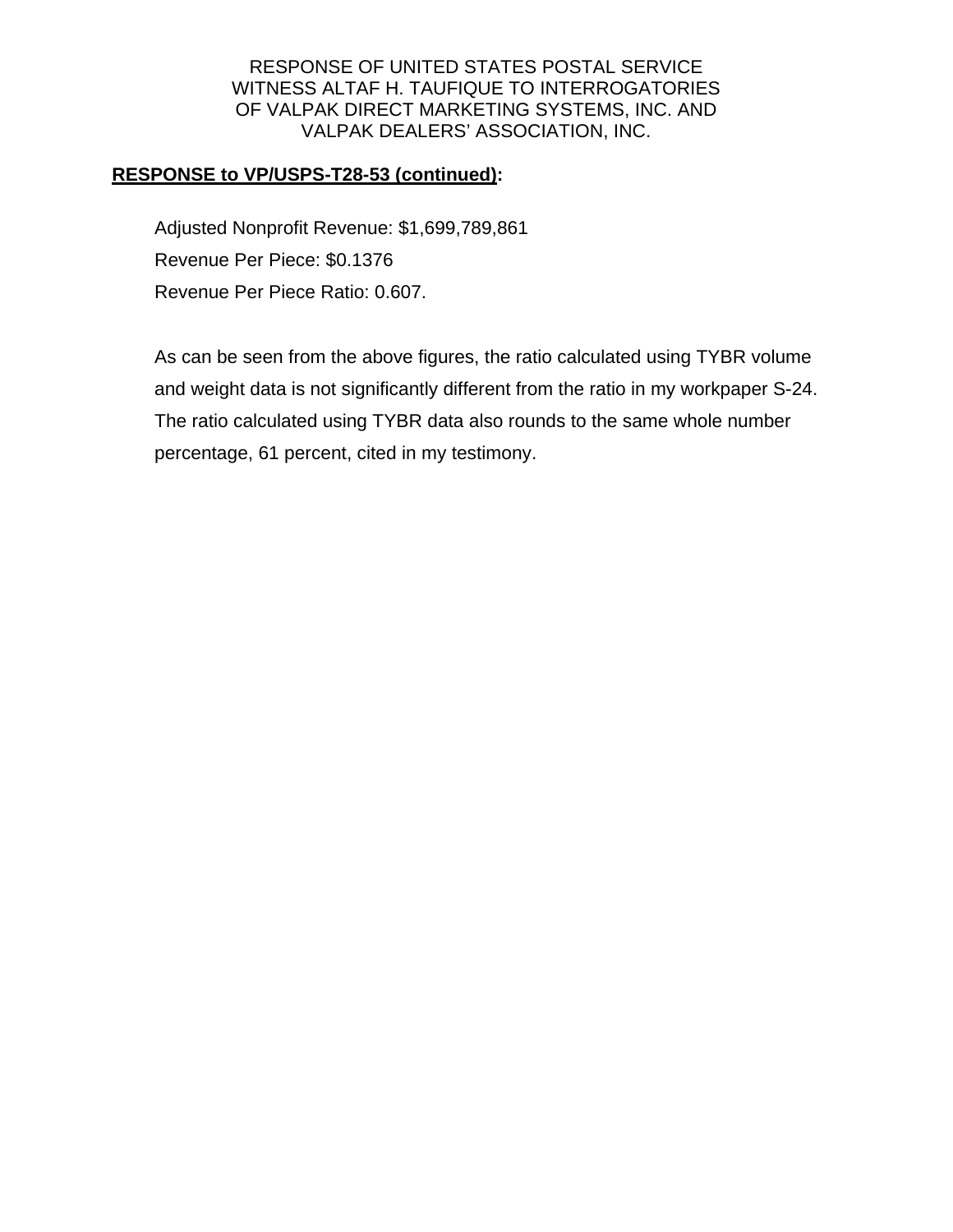RESPONSE OF UNITED STATES POSTAL SERVICE
WITNESS ALTAF H. TAUFIQUE TO INTERROGATORIES
OF VALPAK DIRECT MARKETING SYSTEMS, INC. AND
VALPAK DEALERS' ASSOCIATION, INC.

**RESPONSE to VP/USPS-T28-53 (continued):**

Adjusted Nonprofit Revenue: $1,699,789,861

Revenue Per Piece: $0.1376

Revenue Per Piece Ratio: 0.607.

As can be seen from the above figures, the ratio calculated using TYBR volume and weight data is not significantly different from the ratio in my workpaper S-24. The ratio calculated using TYBR data also rounds to the same whole number percentage, 61 percent, cited in my testimony.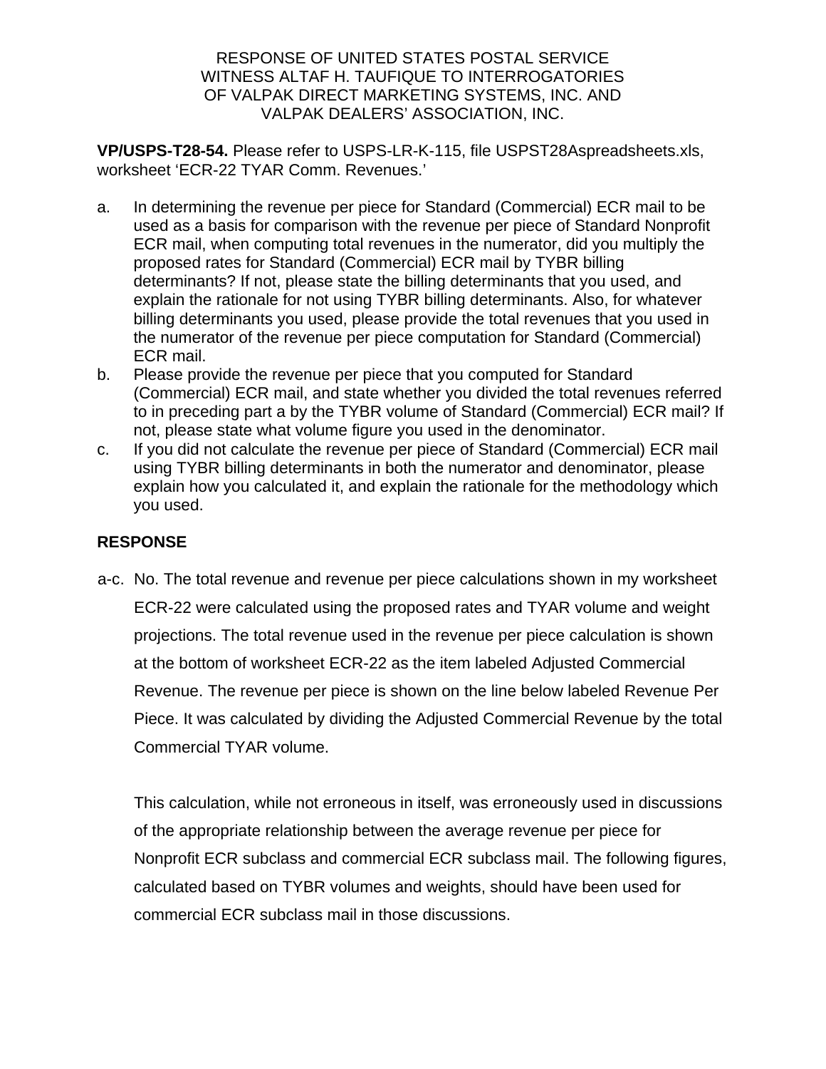RESPONSE OF UNITED STATES POSTAL SERVICE
WITNESS ALTAF H. TAUFIQUE TO INTERROGATORIES
OF VALPAK DIRECT MARKETING SYSTEMS, INC. AND
VALPAK DEALERS' ASSOCIATION, INC.

**VP/USPS-T28-54.** Please refer to USPS-LR-K-115, file USPST28Aspreadsheets.xls, worksheet 'ECR-22 TYAR Comm. Revenues.'

a. In determining the revenue per piece for Standard (Commercial) ECR mail to be used as a basis for comparison with the revenue per piece of Standard Nonprofit ECR mail, when computing total revenues in the numerator, did you multiply the proposed rates for Standard (Commercial) ECR mail by TYBR billing determinants? If not, please state the billing determinants that you used, and explain the rationale for not using TYBR billing determinants. Also, for whatever billing determinants you used, please provide the total revenues that you used in the numerator of the revenue per piece computation for Standard (Commercial) ECR mail.

b. Please provide the revenue per piece that you computed for Standard (Commercial) ECR mail, and state whether you divided the total revenues referred to in preceding part a by the TYBR volume of Standard (Commercial) ECR mail? If not, please state what volume figure you used in the denominator.

c. If you did not calculate the revenue per piece of Standard (Commercial) ECR mail using TYBR billing determinants in both the numerator and denominator, please explain how you calculated it, and explain the rationale for the methodology which you used.

**RESPONSE**

a-c. No. The total revenue and revenue per piece calculations shown in my worksheet ECR-22 were calculated using the proposed rates and TYAR volume and weight projections. The total revenue used in the revenue per piece calculation is shown at the bottom of worksheet ECR-22 as the item labeled Adjusted Commercial Revenue. The revenue per piece is shown on the line below labeled Revenue Per Piece. It was calculated by dividing the Adjusted Commercial Revenue by the total Commercial TYAR volume.

This calculation, while not erroneous in itself, was erroneously used in discussions of the appropriate relationship between the average revenue per piece for Nonprofit ECR subclass and commercial ECR subclass mail. The following figures, calculated based on TYBR volumes and weights, should have been used for commercial ECR subclass mail in those discussions.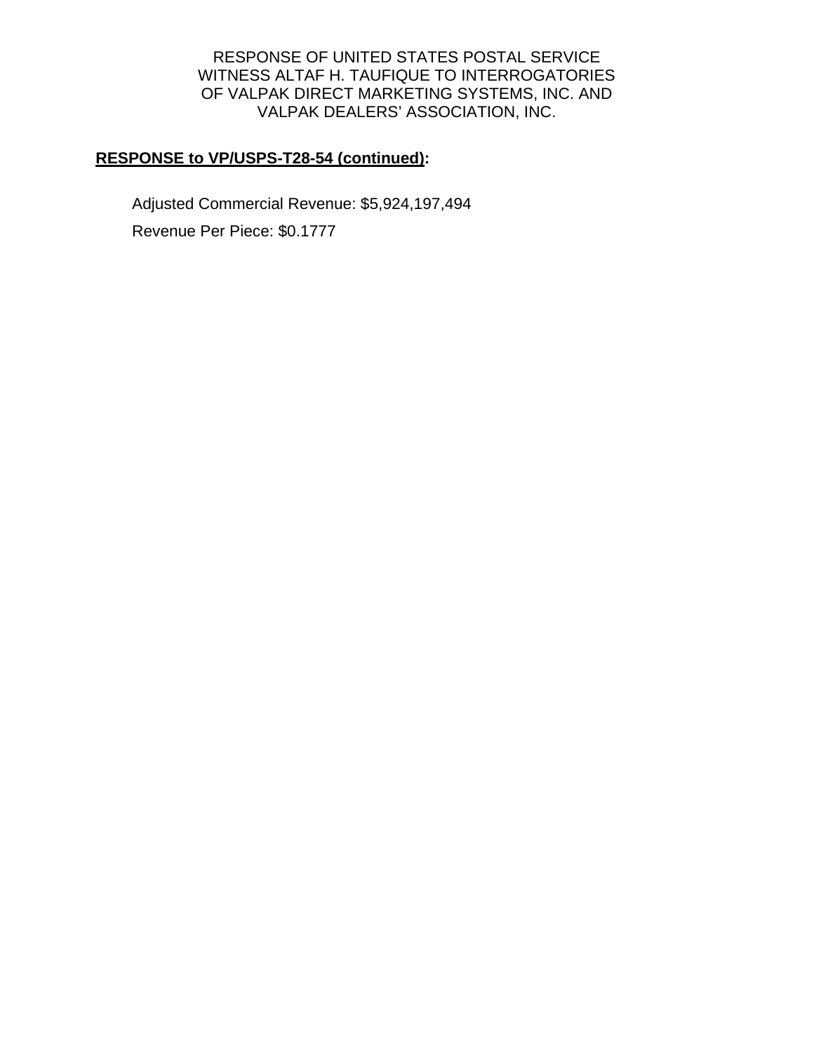RESPONSE OF UNITED STATES POSTAL SERVICE
WITNESS ALTAF H. TAUFIQUE TO INTERROGATORIES
OF VALPAK DIRECT MARKETING SYSTEMS, INC. AND
VALPAK DEALERS' ASSOCIATION, INC.

**RESPONSE to VP/USPS-T28-54 (continued):**

Adjusted Commercial Revenue: $5,924,197,494

Revenue Per Piece: $0.1777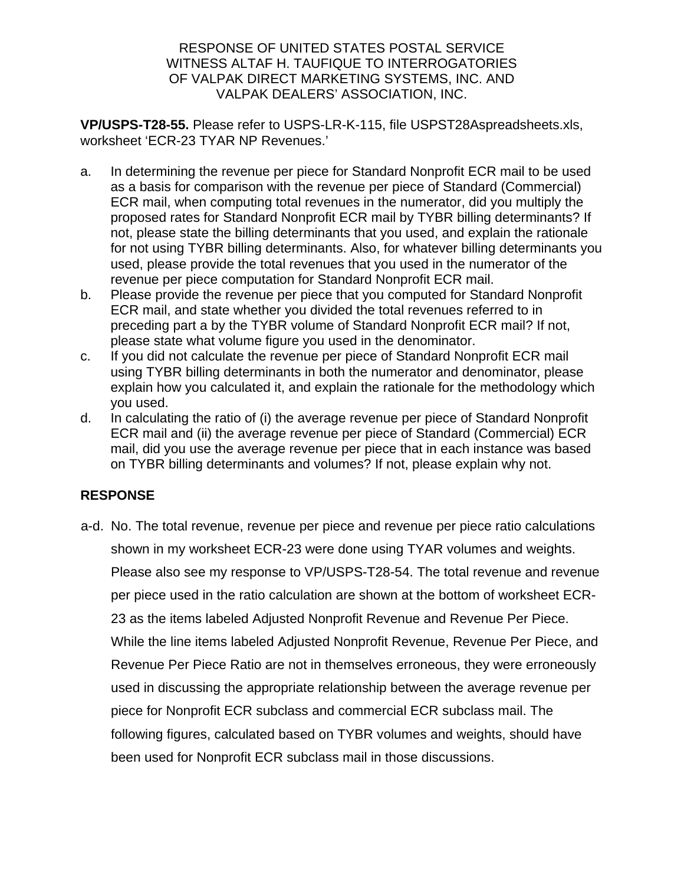RESPONSE OF UNITED STATES POSTAL SERVICE
WITNESS ALTAF H. TAUFIQUE TO INTERROGATORIES
OF VALPAK DIRECT MARKETING SYSTEMS, INC. AND
VALPAK DEALERS' ASSOCIATION, INC.

**VP/USPS-T28-55.** Please refer to USPS-LR-K-115, file USPST28Aspreadsheets.xls, worksheet 'ECR-23 TYAR NP Revenues.'

a. In determining the revenue per piece for Standard Nonprofit ECR mail to be used as a basis for comparison with the revenue per piece of Standard (Commercial) ECR mail, when computing total revenues in the numerator, did you multiply the proposed rates for Standard Nonprofit ECR mail by TYBR billing determinants? If not, please state the billing determinants that you used, and explain the rationale for not using TYBR billing determinants. Also, for whatever billing determinants you used, please provide the total revenues that you used in the numerator of the revenue per piece computation for Standard Nonprofit ECR mail.
b. Please provide the revenue per piece that you computed for Standard Nonprofit ECR mail, and state whether you divided the total revenues referred to in preceding part a by the TYBR volume of Standard Nonprofit ECR mail? If not, please state what volume figure you used in the denominator.
c. If you did not calculate the revenue per piece of Standard Nonprofit ECR mail using TYBR billing determinants in both the numerator and denominator, please explain how you calculated it, and explain the rationale for the methodology which you used.
d. In calculating the ratio of (i) the average revenue per piece of Standard Nonprofit ECR mail and (ii) the average revenue per piece of Standard (Commercial) ECR mail, did you use the average revenue per piece that in each instance was based on TYBR billing determinants and volumes? If not, please explain why not.

**RESPONSE**

a-d. No. The total revenue, revenue per piece and revenue per piece ratio calculations shown in my worksheet ECR-23 were done using TYAR volumes and weights. Please also see my response to VP/USPS-T28-54. The total revenue and revenue per piece used in the ratio calculation are shown at the bottom of worksheet ECR-23 as the items labeled Adjusted Nonprofit Revenue and Revenue Per Piece. While the line items labeled Adjusted Nonprofit Revenue, Revenue Per Piece, and Revenue Per Piece Ratio are not in themselves erroneous, they were erroneously used in discussing the appropriate relationship between the average revenue per piece for Nonprofit ECR subclass and commercial ECR subclass mail. The following figures, calculated based on TYBR volumes and weights, should have been used for Nonprofit ECR subclass mail in those discussions.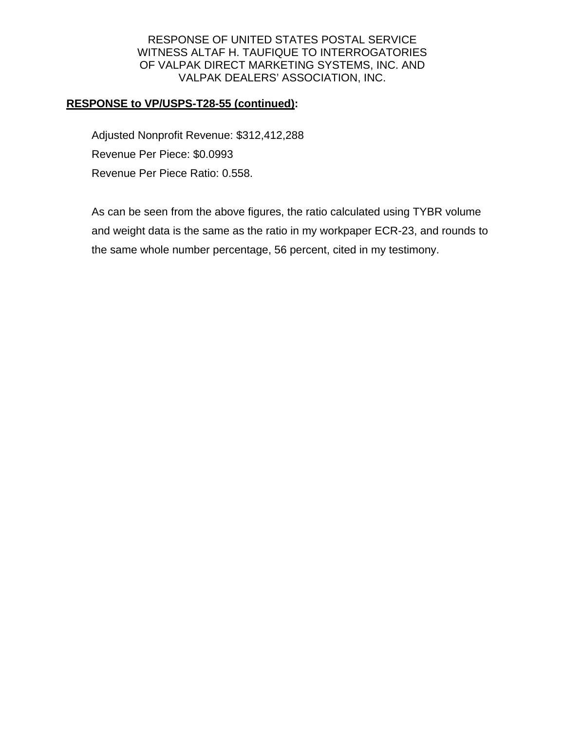RESPONSE OF UNITED STATES POSTAL SERVICE
WITNESS ALTAF H. TAUFIQUE TO INTERROGATORIES
OF VALPAK DIRECT MARKETING SYSTEMS, INC. AND
VALPAK DEALERS' ASSOCIATION, INC.

**<u>RESPONSE to VP/USPS-T28-55 (continued)</u>:**

Adjusted Nonprofit Revenue: $312,412,288

Revenue Per Piece: $0.0993

Revenue Per Piece Ratio: 0.558.

As can be seen from the above figures, the ratio calculated using TYBR volume and weight data is the same as the ratio in my workpaper ECR-23, and rounds to the same whole number percentage, 56 percent, cited in my testimony.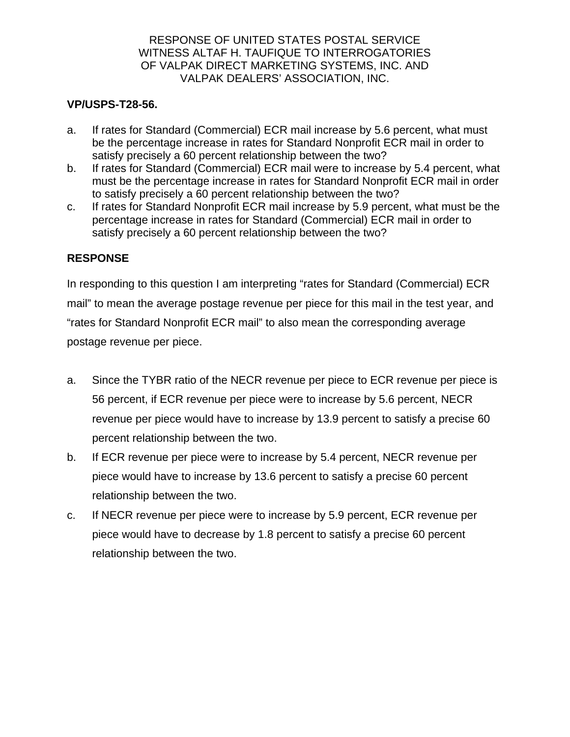RESPONSE OF UNITED STATES POSTAL SERVICE
WITNESS ALTAF H. TAUFIQUE TO INTERROGATORIES
OF VALPAK DIRECT MARKETING SYSTEMS, INC. AND
VALPAK DEALERS' ASSOCIATION, INC.

**VP/USPS-T28-56.**

a. If rates for Standard (Commercial) ECR mail increase by 5.6 percent, what must be the percentage increase in rates for Standard Nonprofit ECR mail in order to satisfy precisely a 60 percent relationship between the two?
b. If rates for Standard (Commercial) ECR mail were to increase by 5.4 percent, what must be the percentage increase in rates for Standard Nonprofit ECR mail in order to satisfy precisely a 60 percent relationship between the two?
c. If rates for Standard Nonprofit ECR mail increase by 5.9 percent, what must be the percentage increase in rates for Standard (Commercial) ECR mail in order to satisfy precisely a 60 percent relationship between the two?

**RESPONSE**

In responding to this question I am interpreting "rates for Standard (Commercial) ECR mail" to mean the average postage revenue per piece for this mail in the test year, and "rates for Standard Nonprofit ECR mail" to also mean the corresponding average postage revenue per piece.

a. Since the TYBR ratio of the NECR revenue per piece to ECR revenue per piece is 56 percent, if ECR revenue per piece were to increase by 5.6 percent, NECR revenue per piece would have to increase by 13.9 percent to satisfy a precise 60 percent relationship between the two.
b. If ECR revenue per piece were to increase by 5.4 percent, NECR revenue per piece would have to increase by 13.6 percent to satisfy a precise 60 percent relationship between the two.
c. If NECR revenue per piece were to increase by 5.9 percent, ECR revenue per piece would have to decrease by 1.8 percent to satisfy a precise 60 percent relationship between the two.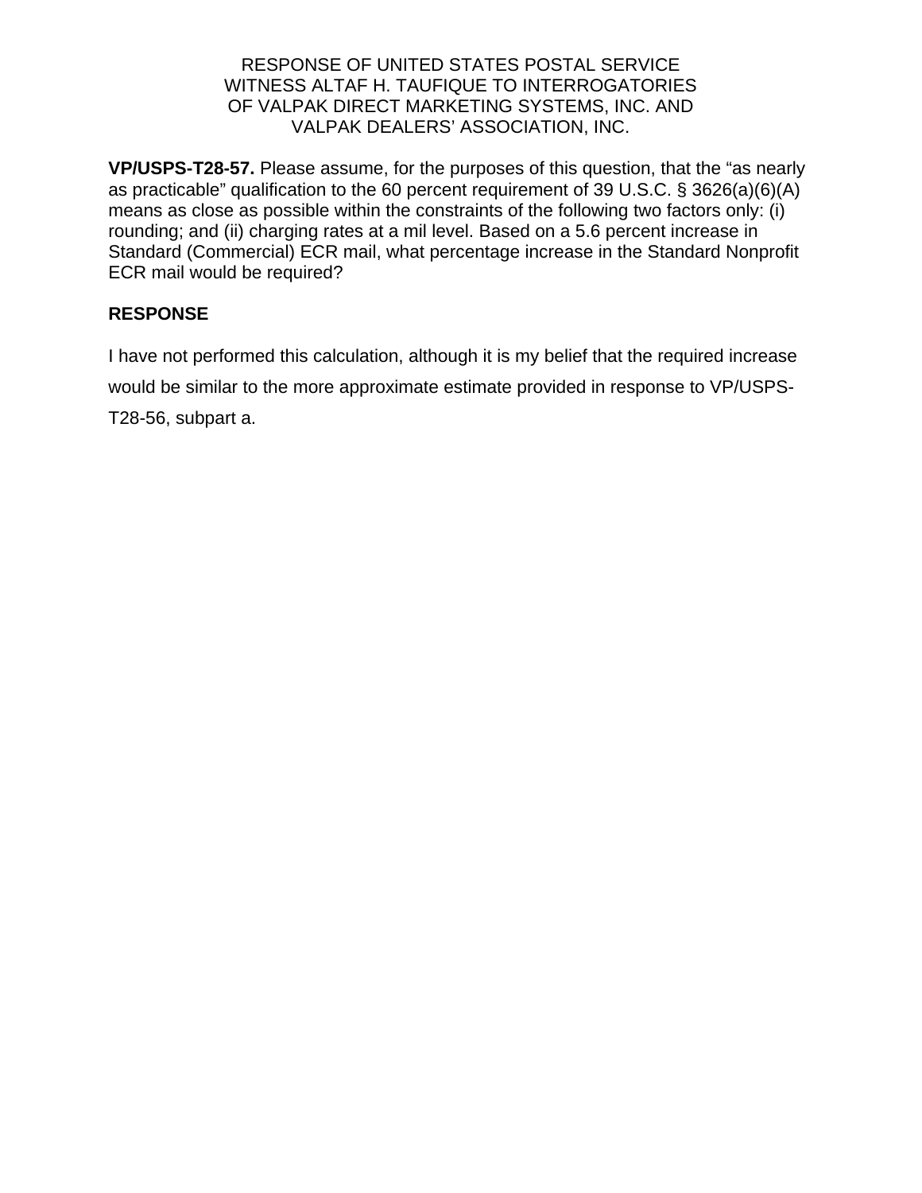RESPONSE OF UNITED STATES POSTAL SERVICE
WITNESS ALTAF H. TAUFIQUE TO INTERROGATORIES
OF VALPAK DIRECT MARKETING SYSTEMS, INC. AND
VALPAK DEALERS' ASSOCIATION, INC.

**VP/USPS-T28-57.** Please assume, for the purposes of this question, that the "as nearly as practicable" qualification to the 60 percent requirement of 39 U.S.C. § 3626(a)(6)(A) means as close as possible within the constraints of the following two factors only: (i) rounding; and (ii) charging rates at a mil level. Based on a 5.6 percent increase in Standard (Commercial) ECR mail, what percentage increase in the Standard Nonprofit ECR mail would be required?

**RESPONSE**

I have not performed this calculation, although it is my belief that the required increase would be similar to the more approximate estimate provided in response to VP/USPS-T28-56, subpart a.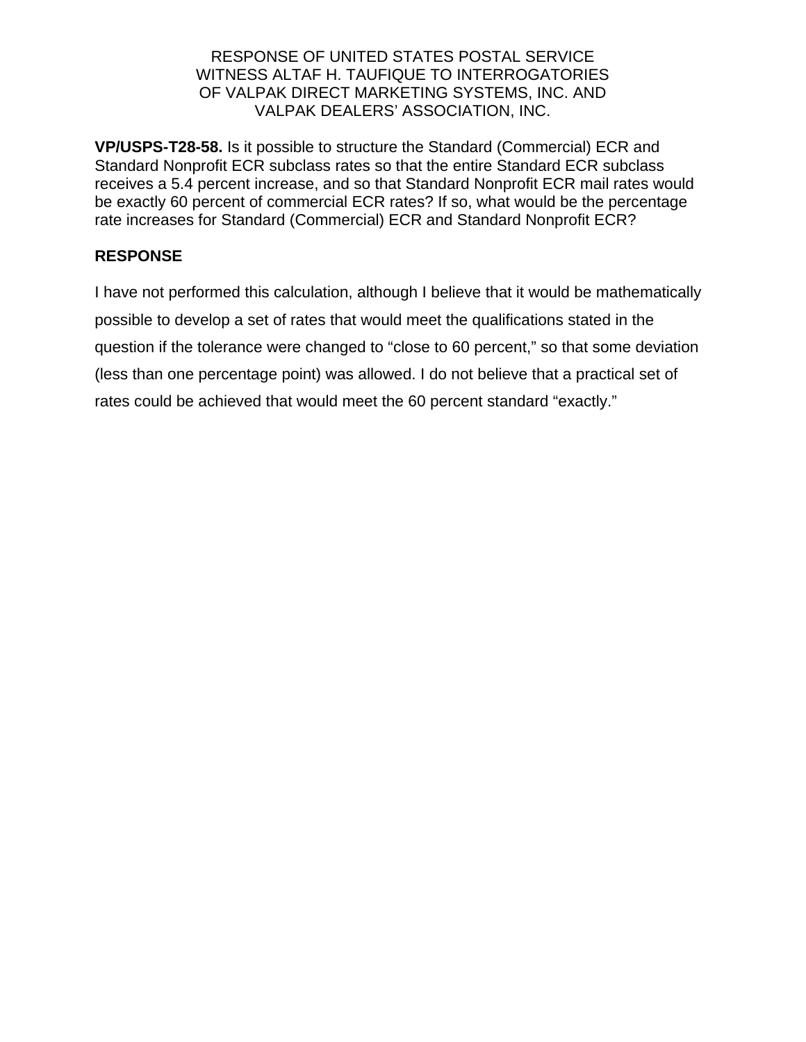RESPONSE OF UNITED STATES POSTAL SERVICE
WITNESS ALTAF H. TAUFIQUE TO INTERROGATORIES
OF VALPAK DIRECT MARKETING SYSTEMS, INC. AND
VALPAK DEALERS' ASSOCIATION, INC.

**VP/USPS-T28-58.** Is it possible to structure the Standard (Commercial) ECR and Standard Nonprofit ECR subclass rates so that the entire Standard ECR subclass receives a 5.4 percent increase, and so that Standard Nonprofit ECR mail rates would be exactly 60 percent of commercial ECR rates? If so, what would be the percentage rate increases for Standard (Commercial) ECR and Standard Nonprofit ECR?

**RESPONSE**

I have not performed this calculation, although I believe that it would be mathematically possible to develop a set of rates that would meet the qualifications stated in the question if the tolerance were changed to "close to 60 percent," so that some deviation (less than one percentage point) was allowed. I do not believe that a practical set of rates could be achieved that would meet the 60 percent standard "exactly."